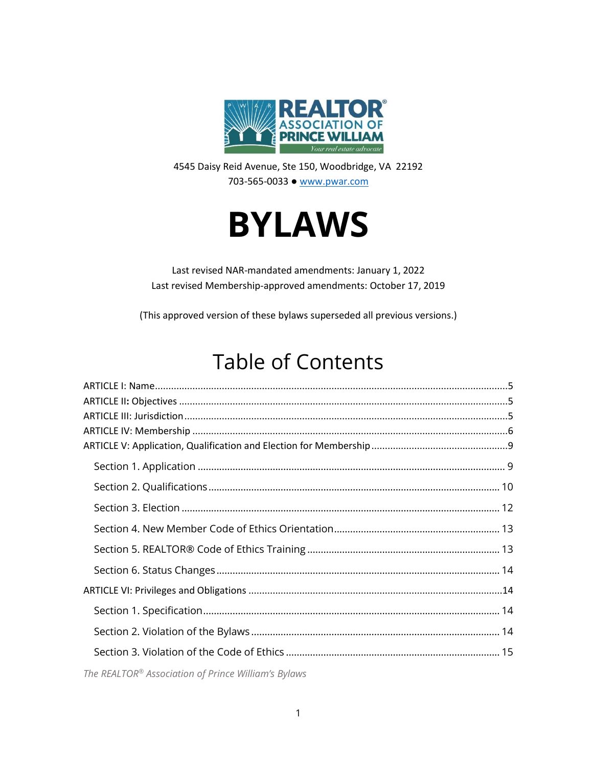4545 Daisy Reid Avenue, Ste 150, Woodbridge, VA 22192

703-565-0033 ● www.pwar.com

# BYLAWS

Last revised NAR-mandated amendments: January 1, 2022

Last revised Membership-approved amendments: October 17, 2019

(This approved version of these bylaws superseded all previous versions.)

## Table of Contents

ARTICLE I: Name ....................................................................................................5

ARTICLE II: Objectives ...........................................................................................5

ARTICLE III: Jurisdiction .........................................................................................5

ARTICLE IV: Membership .......................................................................................6

ARTICLE V: Application, Qualification and Election for Membership ......................9

- Section 1. Application .......................................................................................9
- Section 2. Qualifications ...................................................................................10
- Section 3. Election ...........................................................................................12
- Section 4. New Member Code of Ethics Orientation .........................................13
- Section 5. REALTOR® Code of Ethics Training ................................................13
- Section 6. Status Changes ................................................................................14

ARTICLE VI: Privileges and Obligations ................................................................14

- Section 1. Specification ...................................................................................14
- Section 2. Violation of the Bylaws ....................................................................14
- Section 3. Violation of the Code of Ethics .........................................................15

*The REALTOR® Association of Prince William's Bylaws*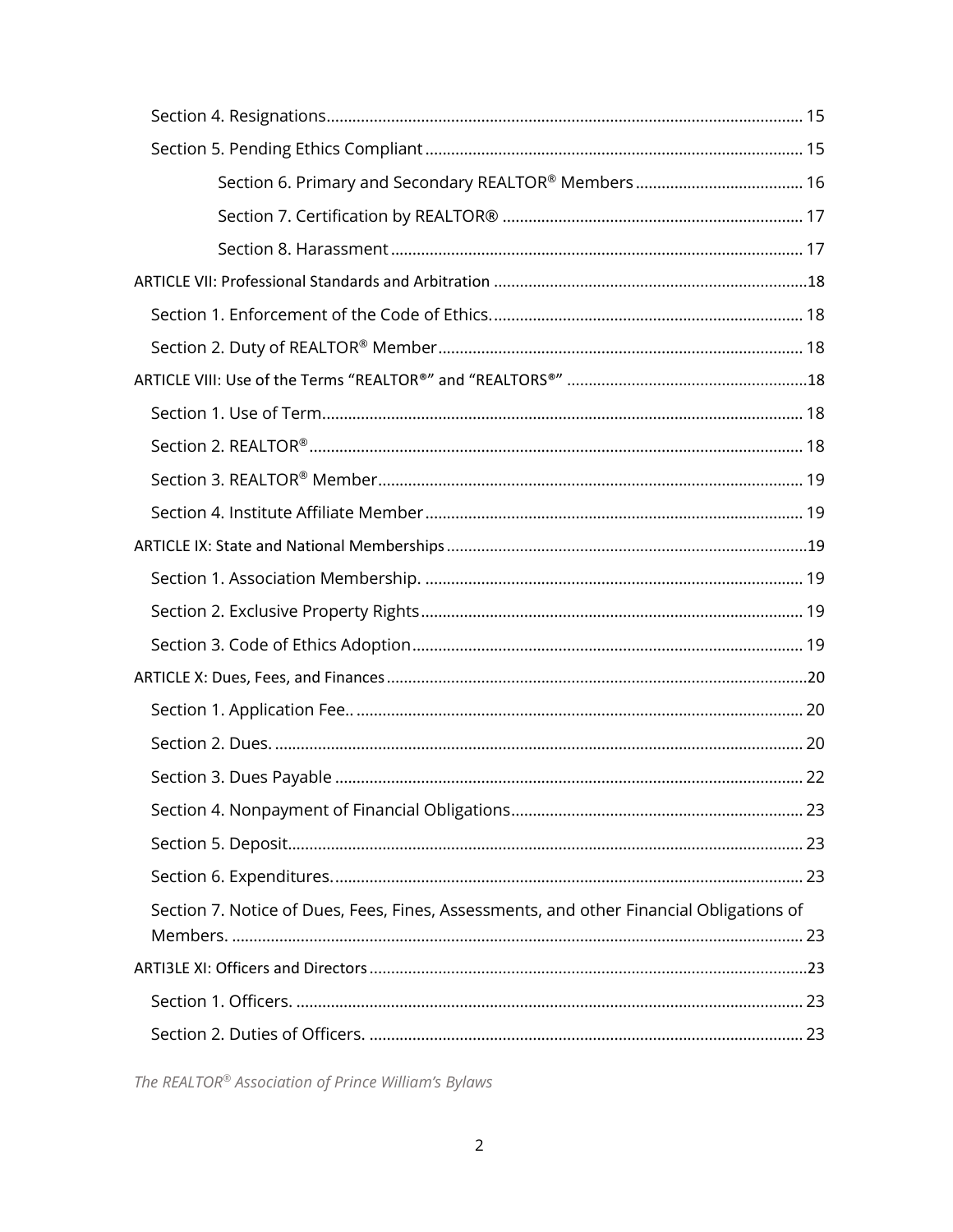Section 4. Resignations.......................................................................................................... 15

Section 5. Pending Ethics Compliant ...................................................................................... 15

Section 6. Primary and Secondary REALTOR® Members ...................................... 16

Section 7. Certification by REALTOR® ..................................................................... 17

Section 8. Harassment ............................................................................................... 17

ARTICLE VII: Professional Standards and Arbitration ........................................................................18

Section 1. Enforcement of the Code of Ethics........................................................................ 18

Section 2. Duty of REALTOR® Member .................................................................................... 18

ARTICLE VIII: Use of the Terms "REALTOR®" and "REALTORS®" .......................................................18

Section 1. Use of Term.............................................................................................................. 18

Section 2. REALTOR® ................................................................................................................. 18

Section 3. REALTOR® Member.................................................................................................. 19

Section 4. Institute Affiliate Member ....................................................................................... 19

ARTICLE IX: State and National Memberships ...................................................................................19

Section 1. Association Membership. ....................................................................................... 19

Section 2. Exclusive Property Rights ........................................................................................ 19

Section 3. Code of Ethics Adoption .......................................................................................... 19

ARTICLE X: Dues, Fees, and Finances ................................................................................................20

Section 1. Application Fee.. ....................................................................................................... 20

Section 2. Dues. .......................................................................................................................... 20

Section 3. Dues Payable ............................................................................................................ 22

Section 4. Nonpayment of Financial Obligations.................................................................... 23

Section 5. Deposit....................................................................................................................... 23

Section 6. Expenditures. ............................................................................................................ 23

Section 7. Notice of Dues, Fees, Fines, Assessments, and other Financial Obligations of Members. .................................................................................................................................... 23

ARTI3LE XI: Officers and Directors .....................................................................................................23

Section 1. Officers. ..................................................................................................................... 23

Section 2. Duties of Officers. ..................................................................................................... 23

*The REALTOR® Association of Prince William's Bylaws*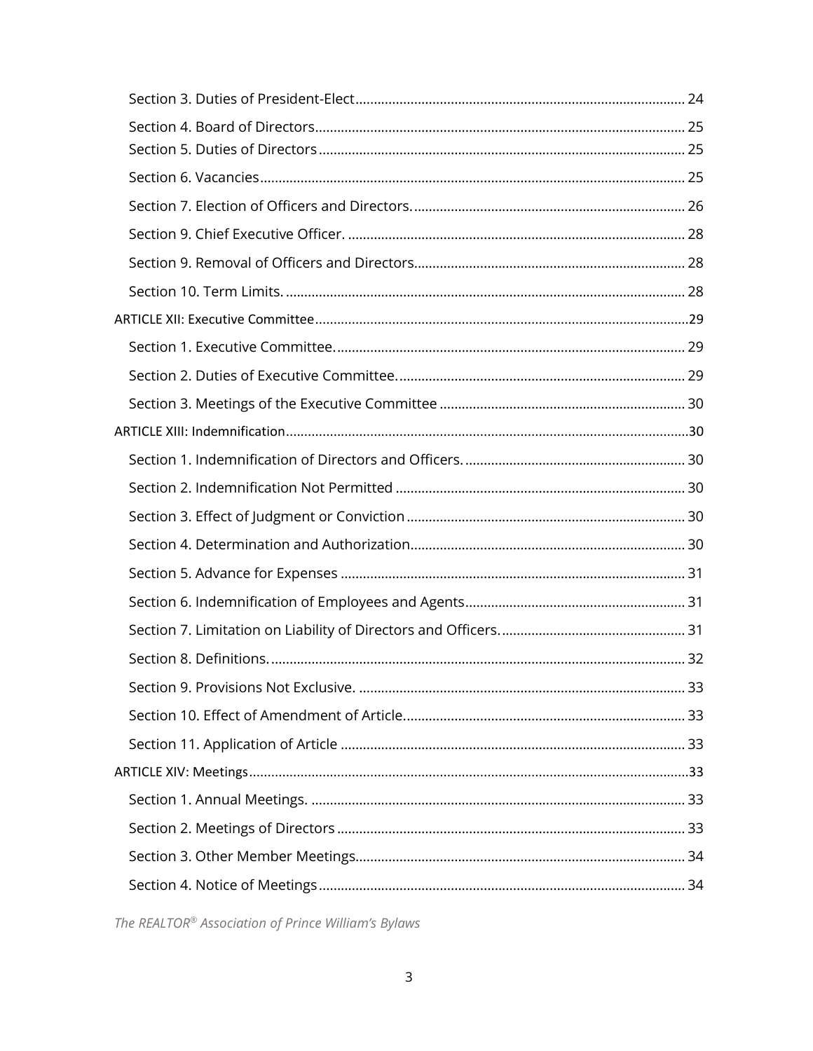Section 3. Duties of President-Elect ........................................................................................ 24

Section 4. Board of Directors ................................................................................................... 25

Section 5. Duties of Directors .................................................................................................. 25

Section 6. Vacancies .................................................................................................................. 25

Section 7. Election of Officers and Directors. ......................................................................... 26

Section 9. Chief Executive Officer. ........................................................................................... 28

Section 9. Removal of Officers and Directors ......................................................................... 28

Section 10. Term Limits. ............................................................................................................ 28

ARTICLE XII: Executive Committee ................................................................................................ 29

Section 1. Executive Committee. .............................................................................................. 29

Section 2. Duties of Executive Committee. ............................................................................. 29

Section 3. Meetings of the Executive Committee .................................................................. 30

ARTICLE XIII: Indemnification ....................................................................................................... 30

Section 1. Indemnification of Directors and Officers. ........................................................... 30

Section 2. Indemnification Not Permitted .............................................................................. 30

Section 3. Effect of Judgment or Conviction ........................................................................... 30

Section 4. Determination and Authorization .......................................................................... 30

Section 5. Advance for Expenses ............................................................................................. 31

Section 6. Indemnification of Employees and Agents ........................................................... 31

Section 7. Limitation on Liability of Directors and Officers. ................................................. 31

Section 8. Definitions. ................................................................................................................ 32

Section 9. Provisions Not Exclusive. ........................................................................................ 33

Section 10. Effect of Amendment of Article ............................................................................ 33

Section 11. Application of Article ............................................................................................. 33

ARTICLE XIV: Meetings .................................................................................................................. 33

Section 1. Annual Meetings. ..................................................................................................... 33

Section 2. Meetings of Directors .............................................................................................. 33

Section 3. Other Member Meetings ......................................................................................... 34

Section 4. Notice of Meetings ................................................................................................... 34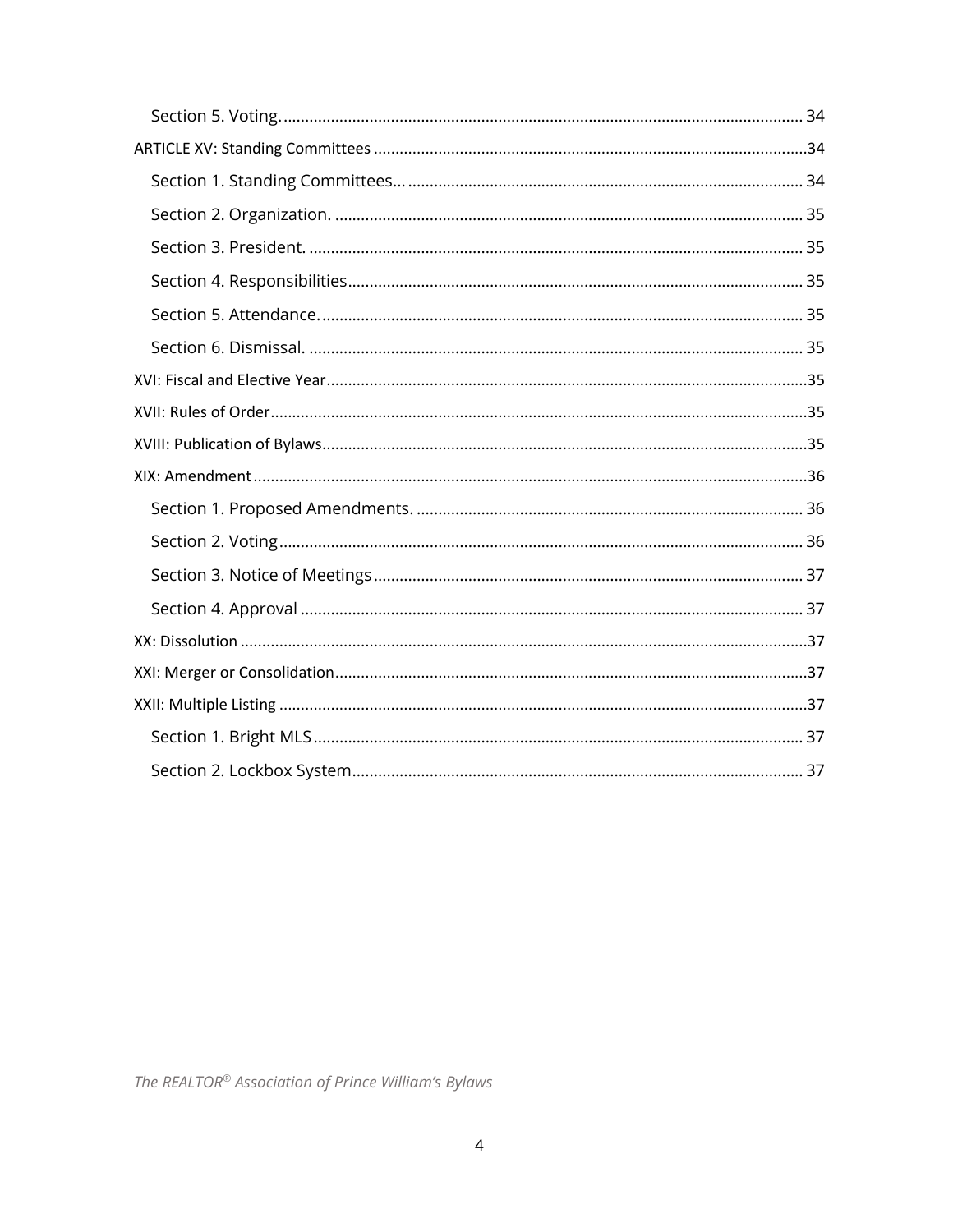Section 5. Voting. ........................................................ 34

ARTICLE XV: Standing Committees ........................................................ 34

Section 1. Standing Committees... ........................................................ 34

Section 2. Organization. ........................................................ 35

Section 3. President. ........................................................ 35

Section 4. Responsibilities ........................................................ 35

Section 5. Attendance. ........................................................ 35

Section 6. Dismissal. ........................................................ 35

XVI: Fiscal and Elective Year ........................................................ 35

XVII: Rules of Order ........................................................ 35

XVIII: Publication of Bylaws ........................................................ 35

XIX: Amendment ........................................................ 36

Section 1. Proposed Amendments. ........................................................ 36

Section 2. Voting ........................................................ 36

Section 3. Notice of Meetings ........................................................ 37

Section 4. Approval ........................................................ 37

XX: Dissolution ........................................................ 37

XXI: Merger or Consolidation ........................................................ 37

XXII: Multiple Listing ........................................................ 37

Section 1. Bright MLS ........................................................ 37

Section 2. Lockbox System ........................................................ 37

*The REALTOR® Association of Prince William's Bylaws*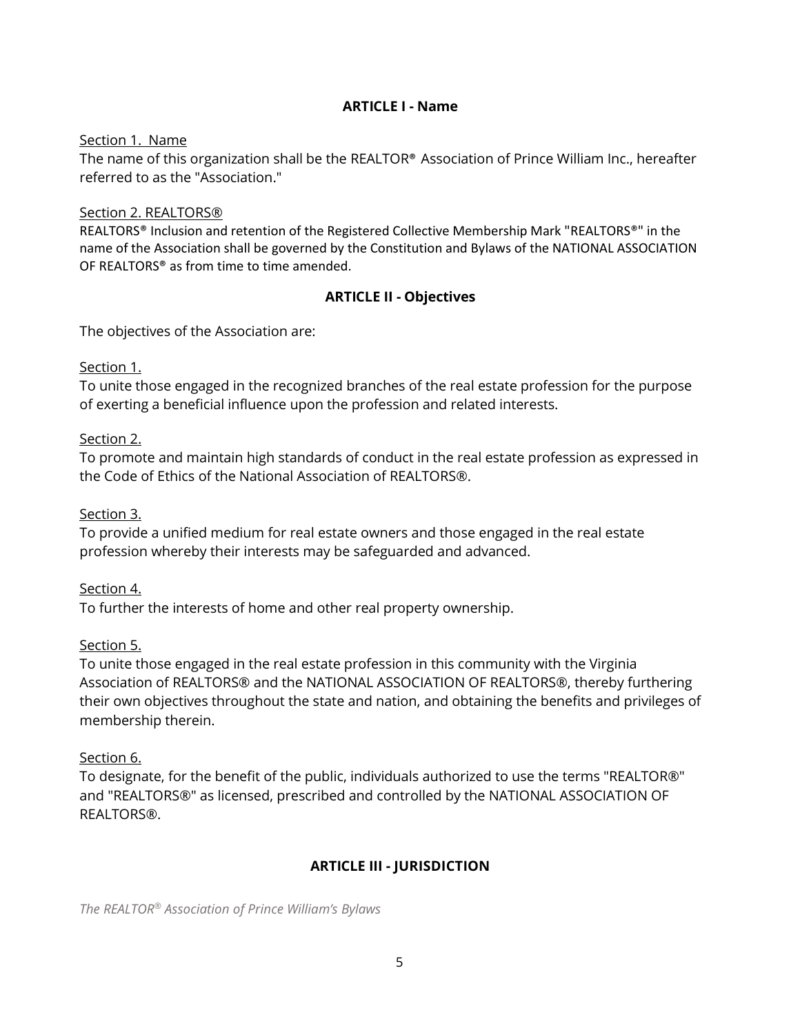## ARTICLE I - Name

Section 1. Name

The name of this organization shall be the REALTOR® Association of Prince William Inc., hereafter referred to as the "Association."

Section 2. REALTORS®

REALTORS® Inclusion and retention of the Registered Collective Membership Mark "REALTORS®" in the name of the Association shall be governed by the Constitution and Bylaws of the NATIONAL ASSOCIATION OF REALTORS® as from time to time amended.

## ARTICLE II - Objectives

The objectives of the Association are:

Section 1.

To unite those engaged in the recognized branches of the real estate profession for the purpose of exerting a beneficial influence upon the profession and related interests.

Section 2.

To promote and maintain high standards of conduct in the real estate profession as expressed in the Code of Ethics of the National Association of REALTORS®.

Section 3.

To provide a unified medium for real estate owners and those engaged in the real estate profession whereby their interests may be safeguarded and advanced.

Section 4.

To further the interests of home and other real property ownership.

Section 5.

To unite those engaged in the real estate profession in this community with the Virginia Association of REALTORS® and the NATIONAL ASSOCIATION OF REALTORS®, thereby furthering their own objectives throughout the state and nation, and obtaining the benefits and privileges of membership therein.

Section 6.

To designate, for the benefit of the public, individuals authorized to use the terms "REALTOR®" and "REALTORS®" as licensed, prescribed and controlled by the NATIONAL ASSOCIATION OF REALTORS®.

## ARTICLE III - JURISDICTION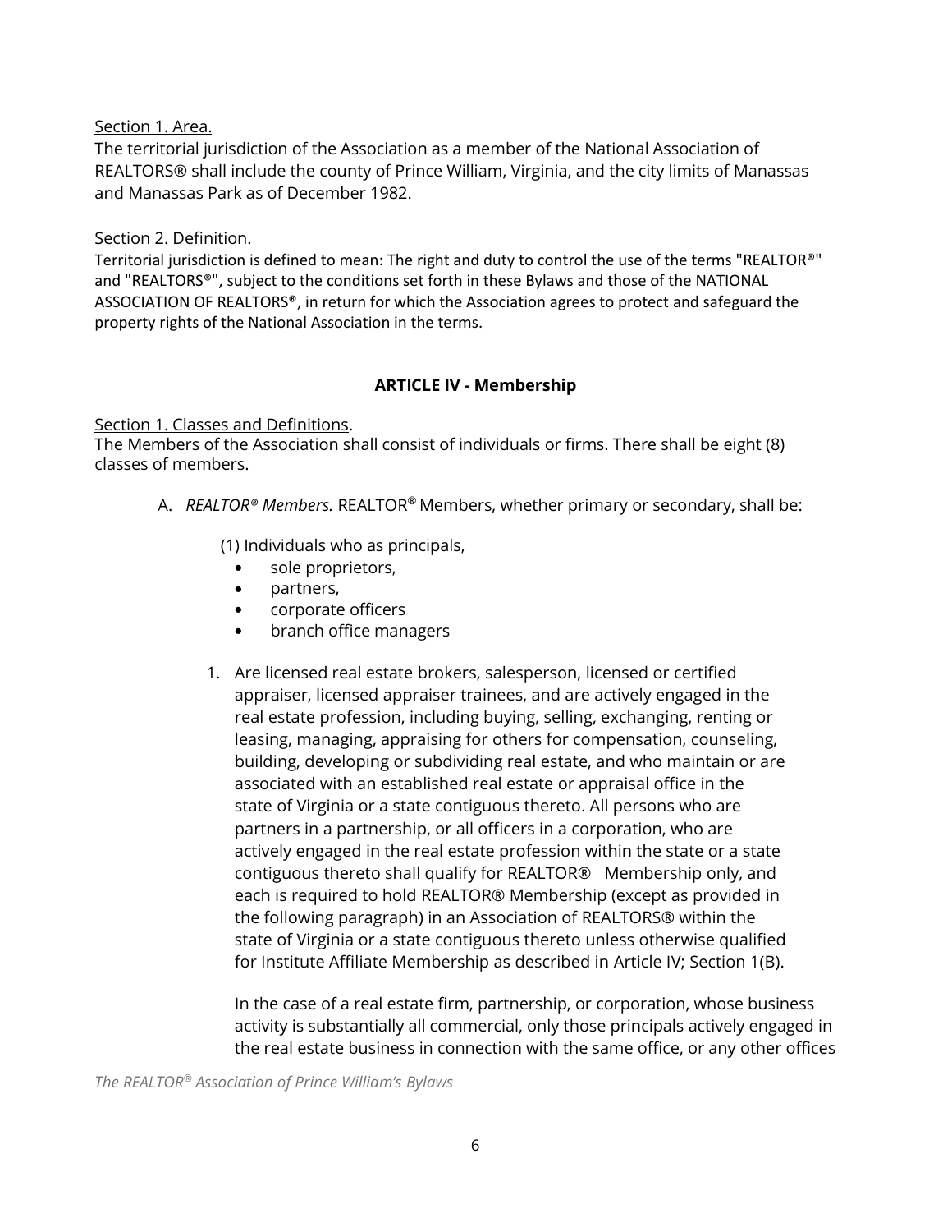Section 1. Area.

The territorial jurisdiction of the Association as a member of the National Association of REALTORS® shall include the county of Prince William, Virginia, and the city limits of Manassas and Manassas Park as of December 1982.

Section 2. Definition.

Territorial jurisdiction is defined to mean: The right and duty to control the use of the terms "REALTOR®" and "REALTORS®", subject to the conditions set forth in these Bylaws and those of the NATIONAL ASSOCIATION OF REALTORS®, in return for which the Association agrees to protect and safeguard the property rights of the National Association in the terms.

### ARTICLE IV - Membership

Section 1. Classes and Definitions.

The Members of the Association shall consist of individuals or firms. There shall be eight (8) classes of members.

A. *REALTOR® Members.* REALTOR® Members, whether primary or secondary, shall be:

(1) Individuals who as principals,

- sole proprietors,
- partners,
- corporate officers
- branch office managers

1. Are licensed real estate brokers, salesperson, licensed or certified appraiser, licensed appraiser trainees, and are actively engaged in the real estate profession, including buying, selling, exchanging, renting or leasing, managing, appraising for others for compensation, counseling, building, developing or subdividing real estate, and who maintain or are associated with an established real estate or appraisal office in the state of Virginia or a state contiguous thereto. All persons who are partners in a partnership, or all officers in a corporation, who are actively engaged in the real estate profession within the state or a state contiguous thereto shall qualify for REALTOR® Membership only, and each is required to hold REALTOR® Membership (except as provided in the following paragraph) in an Association of REALTORS® within the state of Virginia or a state contiguous thereto unless otherwise qualified for Institute Affiliate Membership as described in Article IV; Section 1(B).

   In the case of a real estate firm, partnership, or corporation, whose business activity is substantially all commercial, only those principals actively engaged in the real estate business in connection with the same office, or any other offices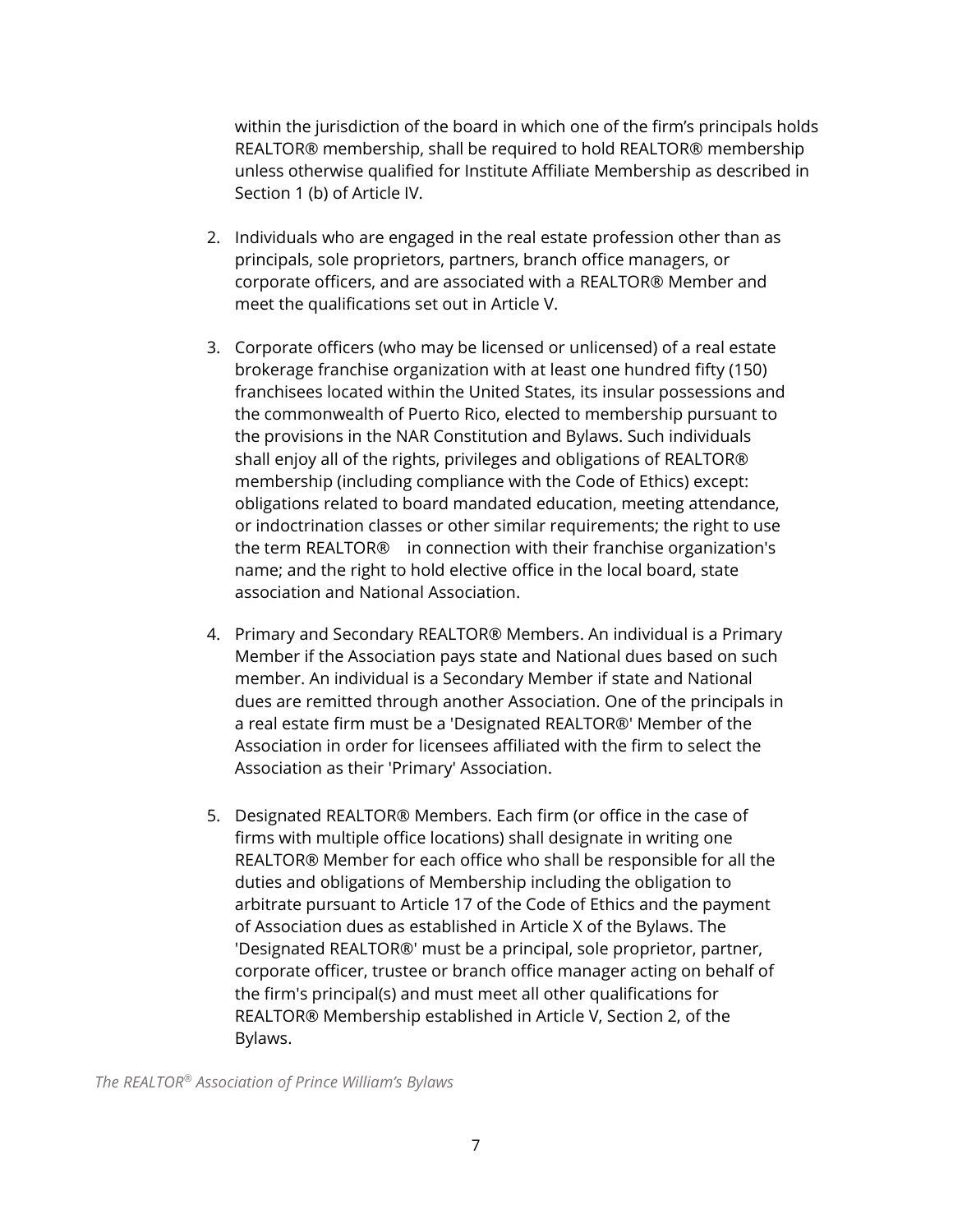within the jurisdiction of the board in which one of the firm's principals holds REALTOR® membership, shall be required to hold REALTOR® membership unless otherwise qualified for Institute Affiliate Membership as described in Section 1 (b) of Article IV.

2. Individuals who are engaged in the real estate profession other than as principals, sole proprietors, partners, branch office managers, or corporate officers, and are associated with a REALTOR® Member and meet the qualifications set out in Article V.

3. Corporate officers (who may be licensed or unlicensed) of a real estate brokerage franchise organization with at least one hundred fifty (150) franchisees located within the United States, its insular possessions and the commonwealth of Puerto Rico, elected to membership pursuant to the provisions in the NAR Constitution and Bylaws. Such individuals shall enjoy all of the rights, privileges and obligations of REALTOR® membership (including compliance with the Code of Ethics) except: obligations related to board mandated education, meeting attendance, or indoctrination classes or other similar requirements; the right to use the term REALTOR® in connection with their franchise organization's name; and the right to hold elective office in the local board, state association and National Association.

4. Primary and Secondary REALTOR® Members. An individual is a Primary Member if the Association pays state and National dues based on such member. An individual is a Secondary Member if state and National dues are remitted through another Association. One of the principals in a real estate firm must be a 'Designated REALTOR®' Member of the Association in order for licensees affiliated with the firm to select the Association as their 'Primary' Association.

5. Designated REALTOR® Members. Each firm (or office in the case of firms with multiple office locations) shall designate in writing one REALTOR® Member for each office who shall be responsible for all the duties and obligations of Membership including the obligation to arbitrate pursuant to Article 17 of the Code of Ethics and the payment of Association dues as established in Article X of the Bylaws. The 'Designated REALTOR®' must be a principal, sole proprietor, partner, corporate officer, trustee or branch office manager acting on behalf of the firm's principal(s) and must meet all other qualifications for REALTOR® Membership established in Article V, Section 2, of the Bylaws.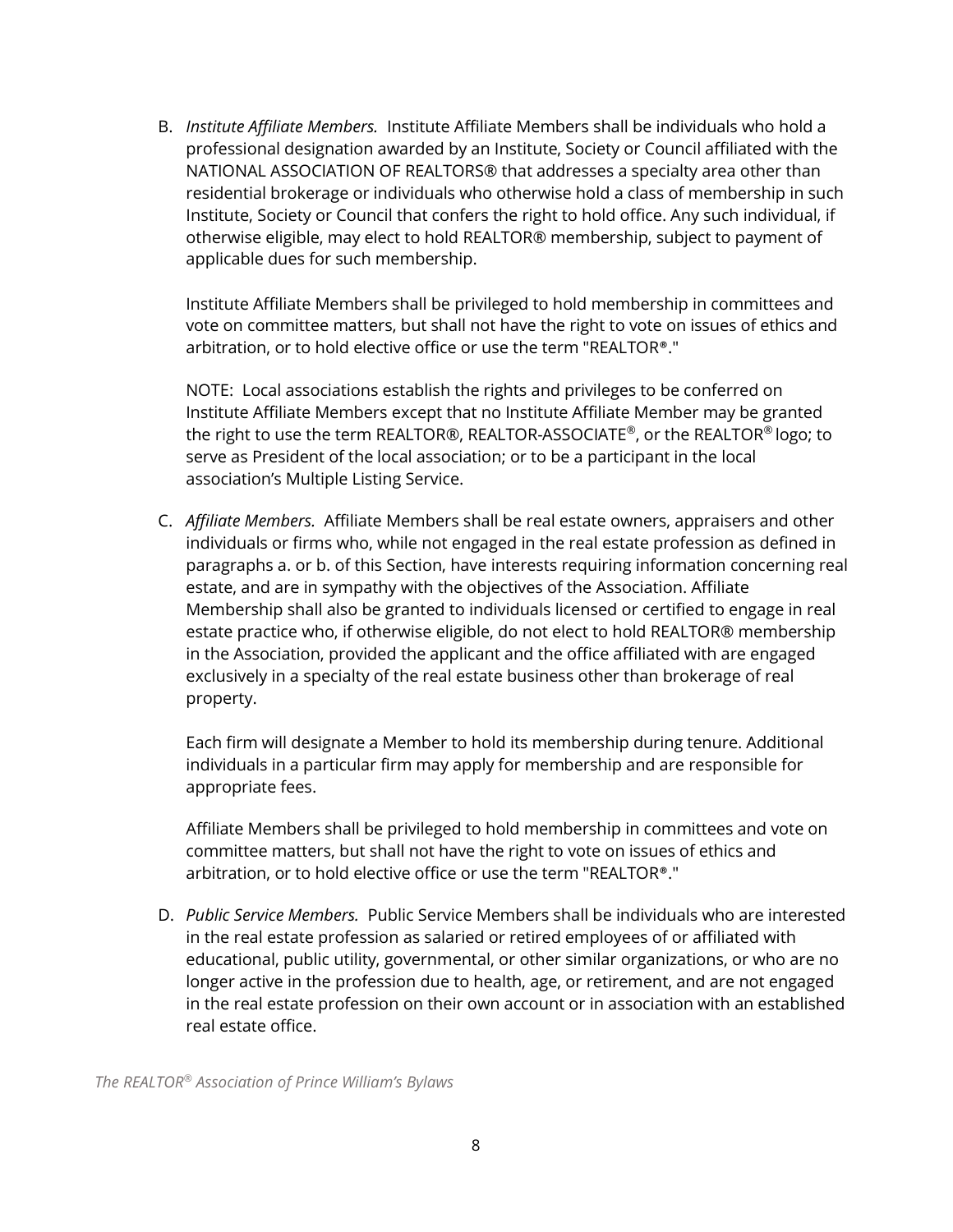B. *Institute Affiliate Members.* Institute Affiliate Members shall be individuals who hold a professional designation awarded by an Institute, Society or Council affiliated with the NATIONAL ASSOCIATION OF REALTORS® that addresses a specialty area other than residential brokerage or individuals who otherwise hold a class of membership in such Institute, Society or Council that confers the right to hold office. Any such individual, if otherwise eligible, may elect to hold REALTOR® membership, subject to payment of applicable dues for such membership.

   Institute Affiliate Members shall be privileged to hold membership in committees and vote on committee matters, but shall not have the right to vote on issues of ethics and arbitration, or to hold elective office or use the term "REALTOR®."

   NOTE: Local associations establish the rights and privileges to be conferred on Institute Affiliate Members except that no Institute Affiliate Member may be granted the right to use the term REALTOR®, REALTOR-ASSOCIATE®, or the REALTOR® logo; to serve as President of the local association; or to be a participant in the local association's Multiple Listing Service.

C. *Affiliate Members.* Affiliate Members shall be real estate owners, appraisers and other individuals or firms who, while not engaged in the real estate profession as defined in paragraphs a. or b. of this Section, have interests requiring information concerning real estate, and are in sympathy with the objectives of the Association. Affiliate Membership shall also be granted to individuals licensed or certified to engage in real estate practice who, if otherwise eligible, do not elect to hold REALTOR® membership in the Association, provided the applicant and the office affiliated with are engaged exclusively in a specialty of the real estate business other than brokerage of real property.

   Each firm will designate a Member to hold its membership during tenure. Additional individuals in a particular firm may apply for membership and are responsible for appropriate fees.

   Affiliate Members shall be privileged to hold membership in committees and vote on committee matters, but shall not have the right to vote on issues of ethics and arbitration, or to hold elective office or use the term "REALTOR®."

D. *Public Service Members.* Public Service Members shall be individuals who are interested in the real estate profession as salaried or retired employees of or affiliated with educational, public utility, governmental, or other similar organizations, or who are no longer active in the profession due to health, age, or retirement, and are not engaged in the real estate profession on their own account or in association with an established real estate office.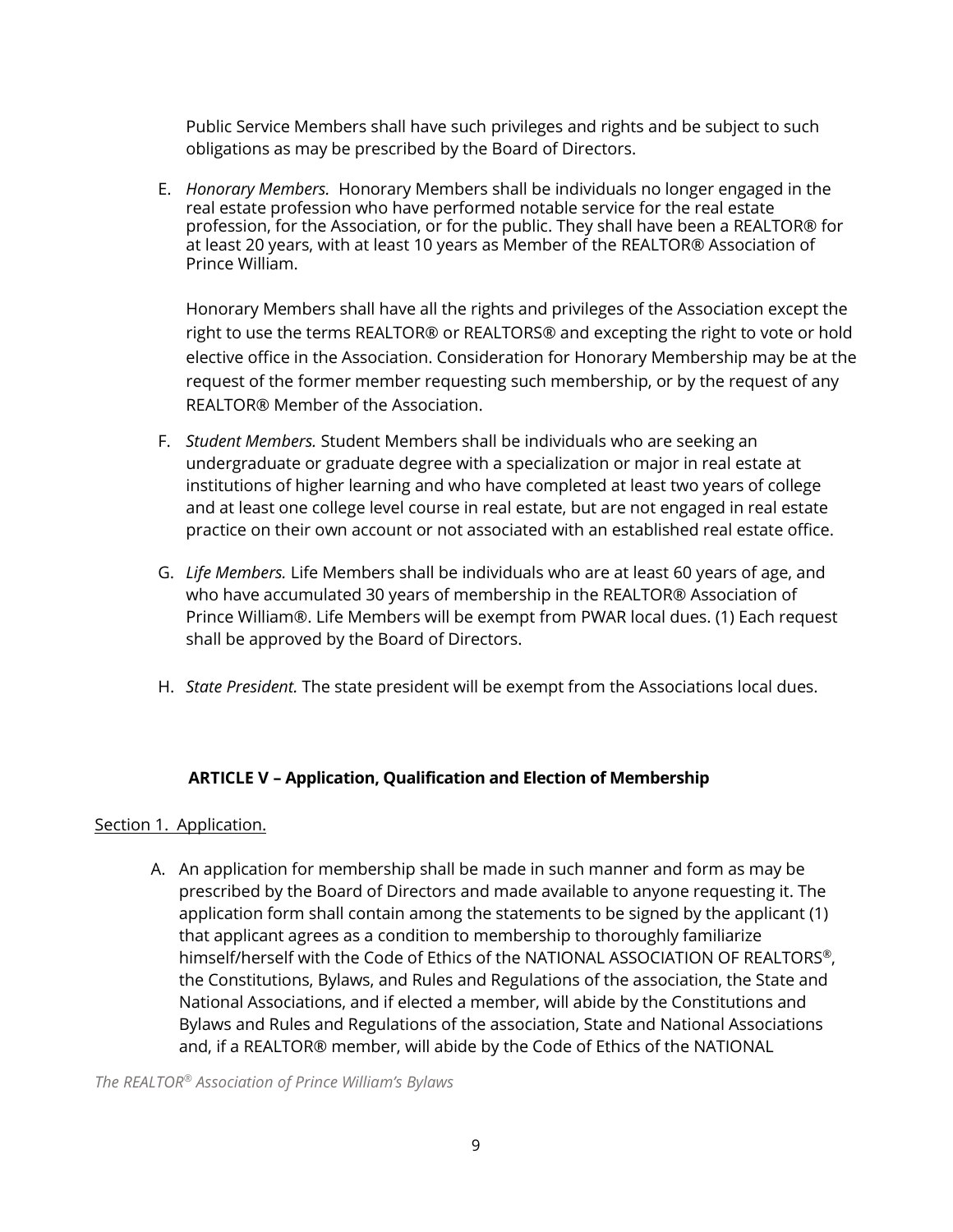Public Service Members shall have such privileges and rights and be subject to such obligations as may be prescribed by the Board of Directors.

E. *Honorary Members.* Honorary Members shall be individuals no longer engaged in the real estate profession who have performed notable service for the real estate profession, for the Association, or for the public. They shall have been a REALTOR® for at least 20 years, with at least 10 years as Member of the REALTOR® Association of Prince William.

   Honorary Members shall have all the rights and privileges of the Association except the right to use the terms REALTOR® or REALTORS® and excepting the right to vote or hold elective office in the Association. Consideration for Honorary Membership may be at the request of the former member requesting such membership, or by the request of any REALTOR® Member of the Association.

F. *Student Members.* Student Members shall be individuals who are seeking an undergraduate or graduate degree with a specialization or major in real estate at institutions of higher learning and who have completed at least two years of college and at least one college level course in real estate, but are not engaged in real estate practice on their own account or not associated with an established real estate office.

G. *Life Members.* Life Members shall be individuals who are at least 60 years of age, and who have accumulated 30 years of membership in the REALTOR® Association of Prince William®. Life Members will be exempt from PWAR local dues. (1) Each request shall be approved by the Board of Directors.

H. *State President.* The state president will be exempt from the Associations local dues.

## ARTICLE V – Application, Qualification and Election of Membership

Section 1. Application.

A. An application for membership shall be made in such manner and form as may be prescribed by the Board of Directors and made available to anyone requesting it. The application form shall contain among the statements to be signed by the applicant (1) that applicant agrees as a condition to membership to thoroughly familiarize himself/herself with the Code of Ethics of the NATIONAL ASSOCIATION OF REALTORS®, the Constitutions, Bylaws, and Rules and Regulations of the association, the State and National Associations, and if elected a member, will abide by the Constitutions and Bylaws and Rules and Regulations of the association, State and National Associations and, if a REALTOR® member, will abide by the Code of Ethics of the NATIONAL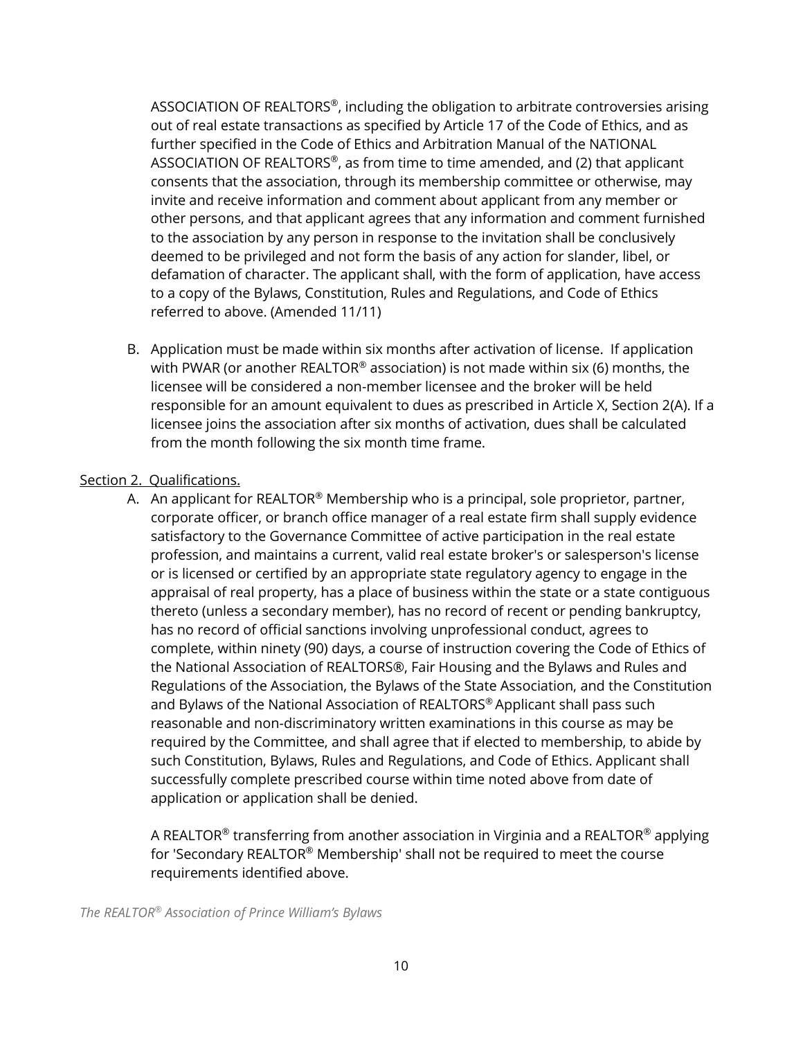ASSOCIATION OF REALTORS®, including the obligation to arbitrate controversies arising out of real estate transactions as specified by Article 17 of the Code of Ethics, and as further specified in the Code of Ethics and Arbitration Manual of the NATIONAL ASSOCIATION OF REALTORS®, as from time to time amended, and (2) that applicant consents that the association, through its membership committee or otherwise, may invite and receive information and comment about applicant from any member or other persons, and that applicant agrees that any information and comment furnished to the association by any person in response to the invitation shall be conclusively deemed to be privileged and not form the basis of any action for slander, libel, or defamation of character. The applicant shall, with the form of application, have access to a copy of the Bylaws, Constitution, Rules and Regulations, and Code of Ethics referred to above. (Amended 11/11)

B. Application must be made within six months after activation of license. If application with PWAR (or another REALTOR® association) is not made within six (6) months, the licensee will be considered a non-member licensee and the broker will be held responsible for an amount equivalent to dues as prescribed in Article X, Section 2(A). If a licensee joins the association after six months of activation, dues shall be calculated from the month following the six month time frame.

Section 2. Qualifications.

A. An applicant for REALTOR® Membership who is a principal, sole proprietor, partner, corporate officer, or branch office manager of a real estate firm shall supply evidence satisfactory to the Governance Committee of active participation in the real estate profession, and maintains a current, valid real estate broker's or salesperson's license or is licensed or certified by an appropriate state regulatory agency to engage in the appraisal of real property, has a place of business within the state or a state contiguous thereto (unless a secondary member), has no record of recent or pending bankruptcy, has no record of official sanctions involving unprofessional conduct, agrees to complete, within ninety (90) days, a course of instruction covering the Code of Ethics of the National Association of REALTORS®, Fair Housing and the Bylaws and Rules and Regulations of the Association, the Bylaws of the State Association, and the Constitution and Bylaws of the National Association of REALTORS® Applicant shall pass such reasonable and non-discriminatory written examinations in this course as may be required by the Committee, and shall agree that if elected to membership, to abide by such Constitution, Bylaws, Rules and Regulations, and Code of Ethics. Applicant shall successfully complete prescribed course within time noted above from date of application or application shall be denied.

A REALTOR® transferring from another association in Virginia and a REALTOR® applying for 'Secondary REALTOR® Membership' shall not be required to meet the course requirements identified above.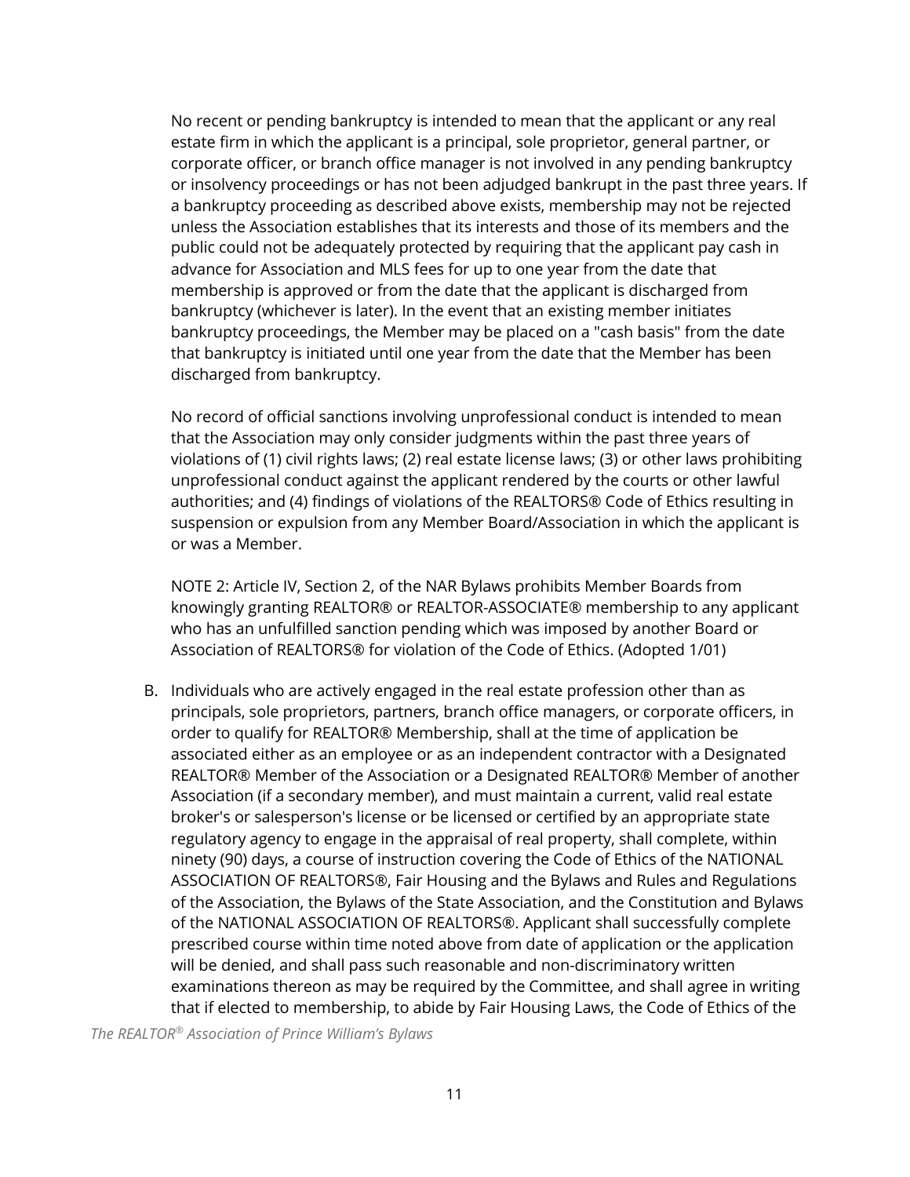No recent or pending bankruptcy is intended to mean that the applicant or any real estate firm in which the applicant is a principal, sole proprietor, general partner, or corporate officer, or branch office manager is not involved in any pending bankruptcy or insolvency proceedings or has not been adjudged bankrupt in the past three years. If a bankruptcy proceeding as described above exists, membership may not be rejected unless the Association establishes that its interests and those of its members and the public could not be adequately protected by requiring that the applicant pay cash in advance for Association and MLS fees for up to one year from the date that membership is approved or from the date that the applicant is discharged from bankruptcy (whichever is later). In the event that an existing member initiates bankruptcy proceedings, the Member may be placed on a "cash basis" from the date that bankruptcy is initiated until one year from the date that the Member has been discharged from bankruptcy.

No record of official sanctions involving unprofessional conduct is intended to mean that the Association may only consider judgments within the past three years of violations of (1) civil rights laws; (2) real estate license laws; (3) or other laws prohibiting unprofessional conduct against the applicant rendered by the courts or other lawful authorities; and (4) findings of violations of the REALTORS® Code of Ethics resulting in suspension or expulsion from any Member Board/Association in which the applicant is or was a Member.

NOTE 2: Article IV, Section 2, of the NAR Bylaws prohibits Member Boards from knowingly granting REALTOR® or REALTOR-ASSOCIATE® membership to any applicant who has an unfulfilled sanction pending which was imposed by another Board or Association of REALTORS® for violation of the Code of Ethics. (Adopted 1/01)

B. Individuals who are actively engaged in the real estate profession other than as principals, sole proprietors, partners, branch office managers, or corporate officers, in order to qualify for REALTOR® Membership, shall at the time of application be associated either as an employee or as an independent contractor with a Designated REALTOR® Member of the Association or a Designated REALTOR® Member of another Association (if a secondary member), and must maintain a current, valid real estate broker's or salesperson's license or be licensed or certified by an appropriate state regulatory agency to engage in the appraisal of real property, shall complete, within ninety (90) days, a course of instruction covering the Code of Ethics of the NATIONAL ASSOCIATION OF REALTORS®, Fair Housing and the Bylaws and Rules and Regulations of the Association, the Bylaws of the State Association, and the Constitution and Bylaws of the NATIONAL ASSOCIATION OF REALTORS®. Applicant shall successfully complete prescribed course within time noted above from date of application or the application will be denied, and shall pass such reasonable and non-discriminatory written examinations thereon as may be required by the Committee, and shall agree in writing that if elected to membership, to abide by Fair Housing Laws, the Code of Ethics of the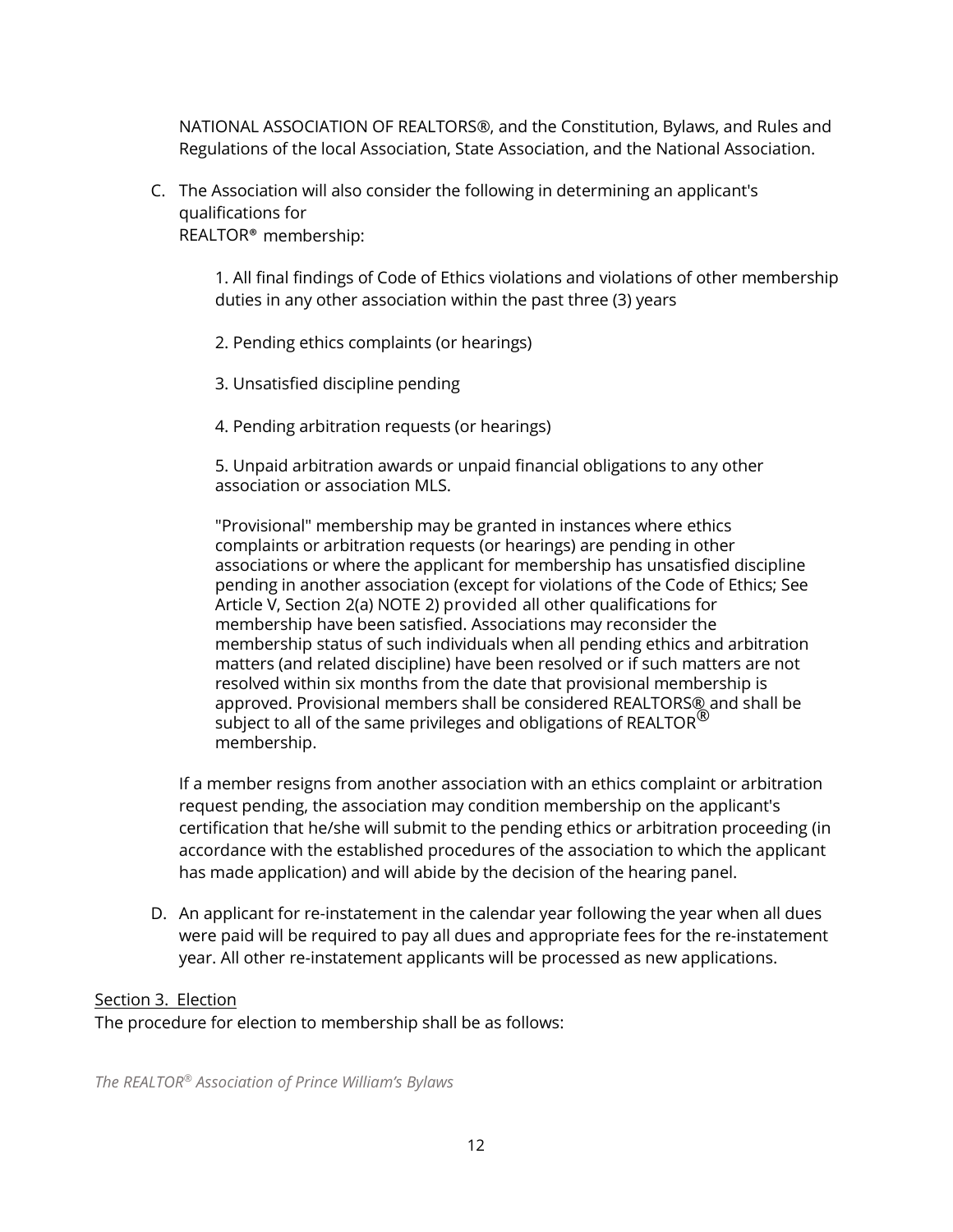NATIONAL ASSOCIATION OF REALTORS®, and the Constitution, Bylaws, and Rules and Regulations of the local Association, State Association, and the National Association.

C. The Association will also consider the following in determining an applicant's qualifications for REALTOR® membership:

   1. All final findings of Code of Ethics violations and violations of other membership duties in any other association within the past three (3) years

   2. Pending ethics complaints (or hearings)

   3. Unsatisfied discipline pending

   4. Pending arbitration requests (or hearings)

   5. Unpaid arbitration awards or unpaid financial obligations to any other association or association MLS.

   "Provisional" membership may be granted in instances where ethics complaints or arbitration requests (or hearings) are pending in other associations or where the applicant for membership has unsatisfied discipline pending in another association (except for violations of the Code of Ethics; See Article V, Section 2(a) NOTE 2) provided all other qualifications for membership have been satisfied. Associations may reconsider the membership status of such individuals when all pending ethics and arbitration matters (and related discipline) have been resolved or if such matters are not resolved within six months from the date that provisional membership is approved. Provisional members shall be considered REALTORS® and shall be subject to all of the same privileges and obligations of REALTOR® membership.

   If a member resigns from another association with an ethics complaint or arbitration request pending, the association may condition membership on the applicant's certification that he/she will submit to the pending ethics or arbitration proceeding (in accordance with the established procedures of the association to which the applicant has made application) and will abide by the decision of the hearing panel.

D. An applicant for re-instatement in the calendar year following the year when all dues were paid will be required to pay all dues and appropriate fees for the re-instatement year. All other re-instatement applicants will be processed as new applications.

Section 3. Election

The procedure for election to membership shall be as follows: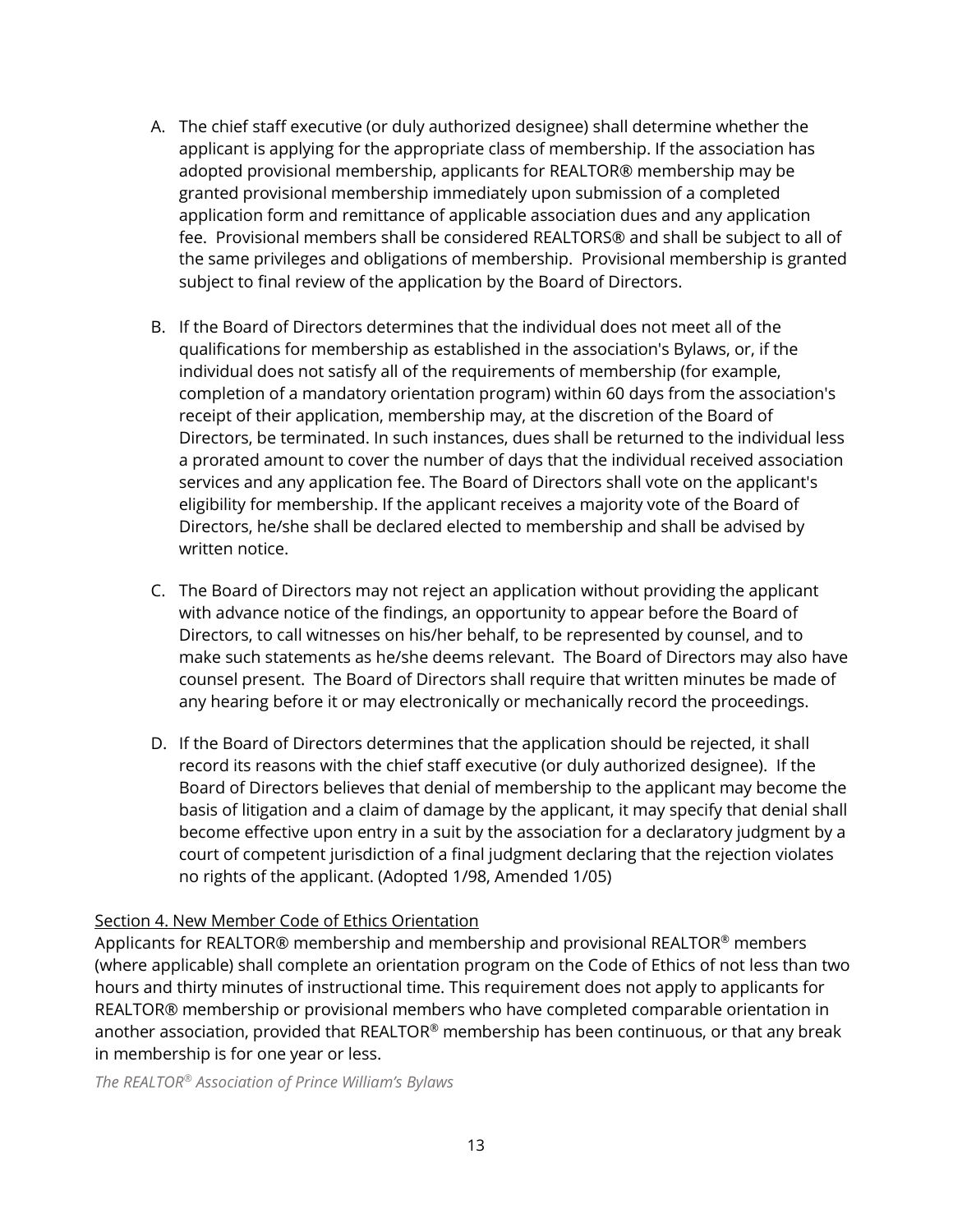A. The chief staff executive (or duly authorized designee) shall determine whether the applicant is applying for the appropriate class of membership. If the association has adopted provisional membership, applicants for REALTOR® membership may be granted provisional membership immediately upon submission of a completed application form and remittance of applicable association dues and any application fee. Provisional members shall be considered REALTORS® and shall be subject to all of the same privileges and obligations of membership. Provisional membership is granted subject to final review of the application by the Board of Directors.

B. If the Board of Directors determines that the individual does not meet all of the qualifications for membership as established in the association's Bylaws, or, if the individual does not satisfy all of the requirements of membership (for example, completion of a mandatory orientation program) within 60 days from the association's receipt of their application, membership may, at the discretion of the Board of Directors, be terminated. In such instances, dues shall be returned to the individual less a prorated amount to cover the number of days that the individual received association services and any application fee. The Board of Directors shall vote on the applicant's eligibility for membership. If the applicant receives a majority vote of the Board of Directors, he/she shall be declared elected to membership and shall be advised by written notice.

C. The Board of Directors may not reject an application without providing the applicant with advance notice of the findings, an opportunity to appear before the Board of Directors, to call witnesses on his/her behalf, to be represented by counsel, and to make such statements as he/she deems relevant. The Board of Directors may also have counsel present. The Board of Directors shall require that written minutes be made of any hearing before it or may electronically or mechanically record the proceedings.

D. If the Board of Directors determines that the application should be rejected, it shall record its reasons with the chief staff executive (or duly authorized designee). If the Board of Directors believes that denial of membership to the applicant may become the basis of litigation and a claim of damage by the applicant, it may specify that denial shall become effective upon entry in a suit by the association for a declaratory judgment by a court of competent jurisdiction of a final judgment declaring that the rejection violates no rights of the applicant. (Adopted 1/98, Amended 1/05)

Section 4. New Member Code of Ethics Orientation

Applicants for REALTOR® membership and membership and provisional REALTOR® members (where applicable) shall complete an orientation program on the Code of Ethics of not less than two hours and thirty minutes of instructional time. This requirement does not apply to applicants for REALTOR® membership or provisional members who have completed comparable orientation in another association, provided that REALTOR® membership has been continuous, or that any break in membership is for one year or less.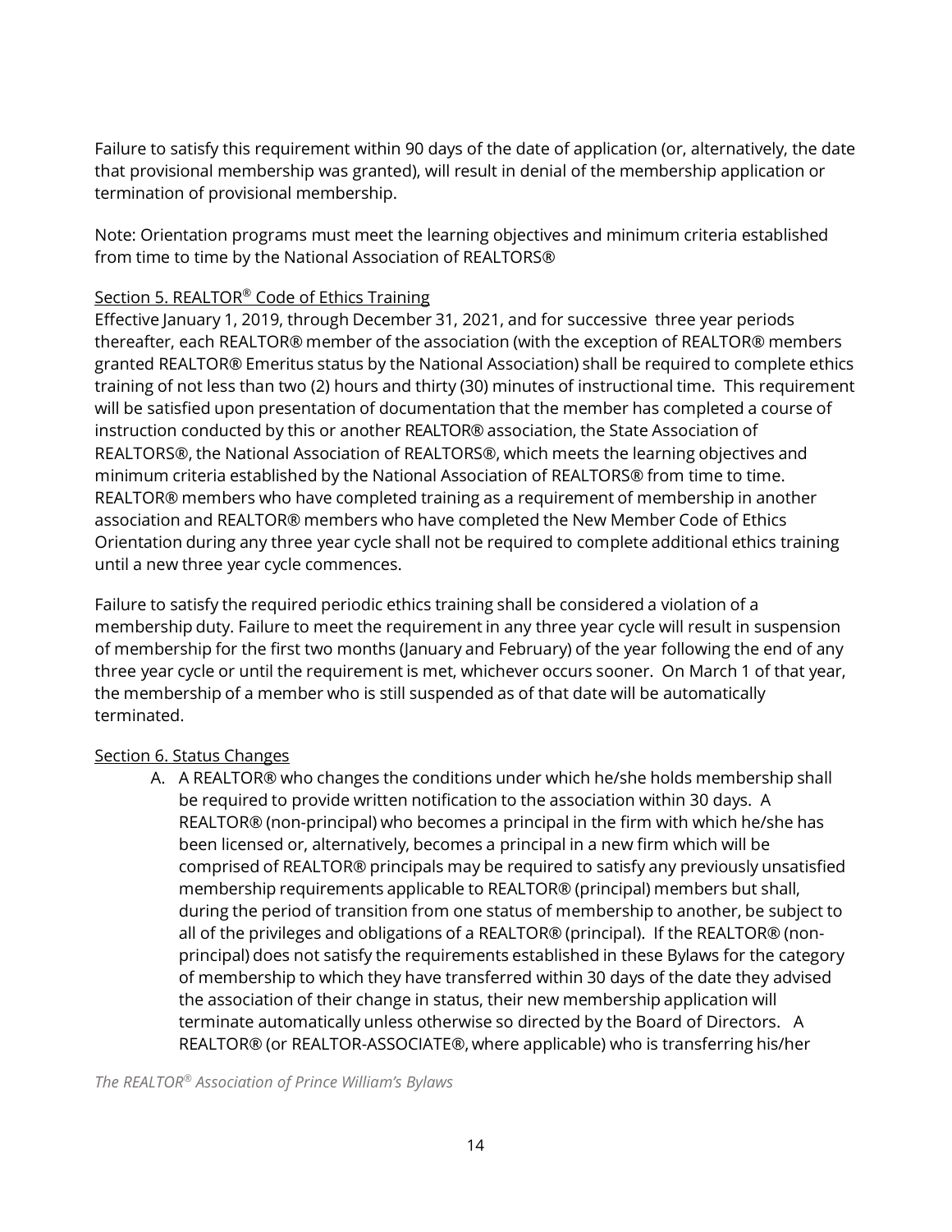Failure to satisfy this requirement within 90 days of the date of application (or, alternatively, the date that provisional membership was granted), will result in denial of the membership application or termination of provisional membership.

Note: Orientation programs must meet the learning objectives and minimum criteria established from time to time by the National Association of REALTORS®

Section 5. REALTOR® Code of Ethics Training

Effective January 1, 2019, through December 31, 2021, and for successive three year periods thereafter, each REALTOR® member of the association (with the exception of REALTOR® members granted REALTOR® Emeritus status by the National Association) shall be required to complete ethics training of not less than two (2) hours and thirty (30) minutes of instructional time. This requirement will be satisfied upon presentation of documentation that the member has completed a course of instruction conducted by this or another REALTOR® association, the State Association of REALTORS®, the National Association of REALTORS®, which meets the learning objectives and minimum criteria established by the National Association of REALTORS® from time to time. REALTOR® members who have completed training as a requirement of membership in another association and REALTOR® members who have completed the New Member Code of Ethics Orientation during any three year cycle shall not be required to complete additional ethics training until a new three year cycle commences.

Failure to satisfy the required periodic ethics training shall be considered a violation of a membership duty. Failure to meet the requirement in any three year cycle will result in suspension of membership for the first two months (January and February) of the year following the end of any three year cycle or until the requirement is met, whichever occurs sooner. On March 1 of that year, the membership of a member who is still suspended as of that date will be automatically terminated.

Section 6. Status Changes

A. A REALTOR® who changes the conditions under which he/she holds membership shall be required to provide written notification to the association within 30 days. A REALTOR® (non-principal) who becomes a principal in the firm with which he/she has been licensed or, alternatively, becomes a principal in a new firm which will be comprised of REALTOR® principals may be required to satisfy any previously unsatisfied membership requirements applicable to REALTOR® (principal) members but shall, during the period of transition from one status of membership to another, be subject to all of the privileges and obligations of a REALTOR® (principal). If the REALTOR® (non-principal) does not satisfy the requirements established in these Bylaws for the category of membership to which they have transferred within 30 days of the date they advised the association of their change in status, their new membership application will terminate automatically unless otherwise so directed by the Board of Directors. A REALTOR® (or REALTOR-ASSOCIATE®, where applicable) who is transferring his/her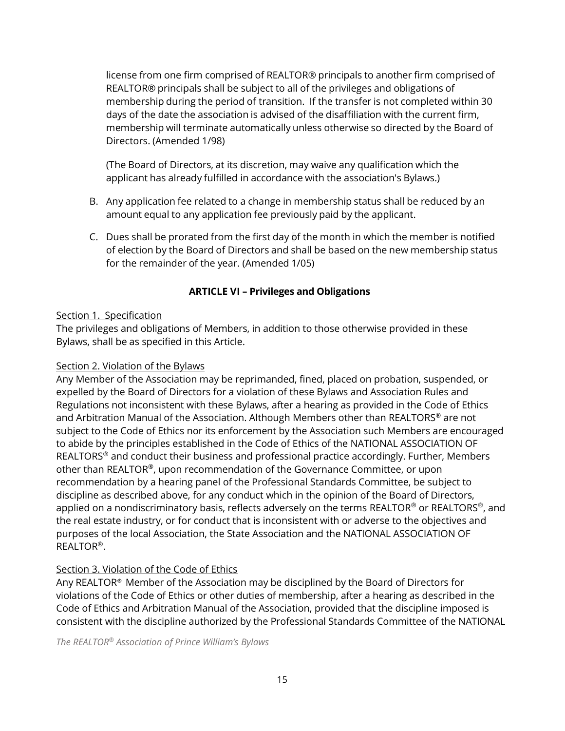license from one firm comprised of REALTOR® principals to another firm comprised of REALTOR® principals shall be subject to all of the privileges and obligations of membership during the period of transition. If the transfer is not completed within 30 days of the date the association is advised of the disaffiliation with the current firm, membership will terminate automatically unless otherwise so directed by the Board of Directors. (Amended 1/98)

(The Board of Directors, at its discretion, may waive any qualification which the applicant has already fulfilled in accordance with the association's Bylaws.)

B. Any application fee related to a change in membership status shall be reduced by an amount equal to any application fee previously paid by the applicant.

C. Dues shall be prorated from the first day of the month in which the member is notified of election by the Board of Directors and shall be based on the new membership status for the remainder of the year. (Amended 1/05)

## ARTICLE VI – Privileges and Obligations

Section 1. Specification

The privileges and obligations of Members, in addition to those otherwise provided in these Bylaws, shall be as specified in this Article.

Section 2. Violation of the Bylaws

Any Member of the Association may be reprimanded, fined, placed on probation, suspended, or expelled by the Board of Directors for a violation of these Bylaws and Association Rules and Regulations not inconsistent with these Bylaws, after a hearing as provided in the Code of Ethics and Arbitration Manual of the Association. Although Members other than REALTORS® are not subject to the Code of Ethics nor its enforcement by the Association such Members are encouraged to abide by the principles established in the Code of Ethics of the NATIONAL ASSOCIATION OF REALTORS® and conduct their business and professional practice accordingly. Further, Members other than REALTOR®, upon recommendation of the Governance Committee, or upon recommendation by a hearing panel of the Professional Standards Committee, be subject to discipline as described above, for any conduct which in the opinion of the Board of Directors, applied on a nondiscriminatory basis, reflects adversely on the terms REALTOR® or REALTORS®, and the real estate industry, or for conduct that is inconsistent with or adverse to the objectives and purposes of the local Association, the State Association and the NATIONAL ASSOCIATION OF REALTOR®.

Section 3. Violation of the Code of Ethics

Any REALTOR® Member of the Association may be disciplined by the Board of Directors for violations of the Code of Ethics or other duties of membership, after a hearing as described in the Code of Ethics and Arbitration Manual of the Association, provided that the discipline imposed is consistent with the discipline authorized by the Professional Standards Committee of the NATIONAL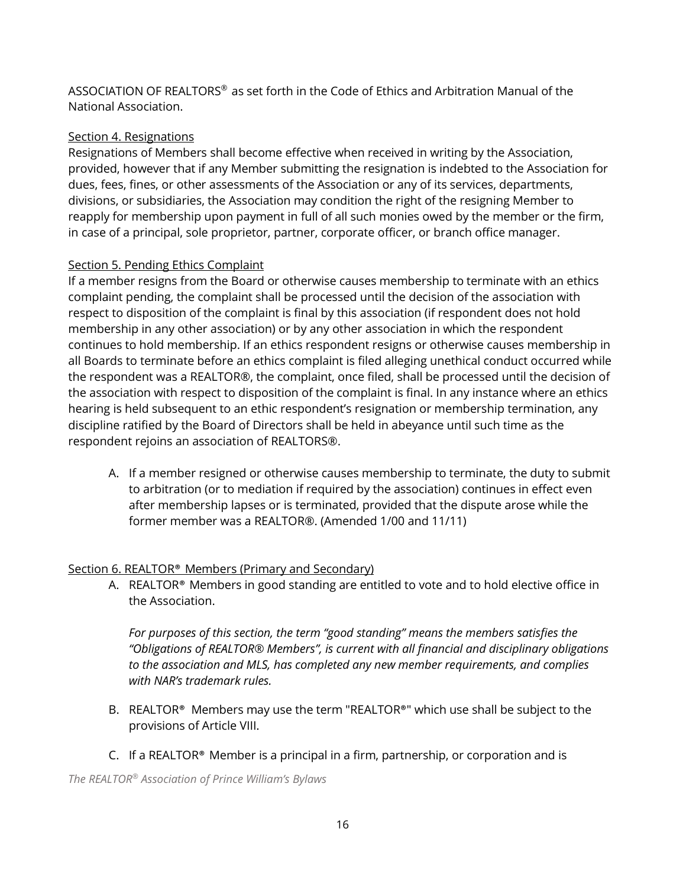ASSOCIATION OF REALTORS® as set forth in the Code of Ethics and Arbitration Manual of the National Association.

Section 4. Resignations

Resignations of Members shall become effective when received in writing by the Association, provided, however that if any Member submitting the resignation is indebted to the Association for dues, fees, fines, or other assessments of the Association or any of its services, departments, divisions, or subsidiaries, the Association may condition the right of the resigning Member to reapply for membership upon payment in full of all such monies owed by the member or the firm, in case of a principal, sole proprietor, partner, corporate officer, or branch office manager.

Section 5. Pending Ethics Complaint

If a member resigns from the Board or otherwise causes membership to terminate with an ethics complaint pending, the complaint shall be processed until the decision of the association with respect to disposition of the complaint is final by this association (if respondent does not hold membership in any other association) or by any other association in which the respondent continues to hold membership. If an ethics respondent resigns or otherwise causes membership in all Boards to terminate before an ethics complaint is filed alleging unethical conduct occurred while the respondent was a REALTOR®, the complaint, once filed, shall be processed until the decision of the association with respect to disposition of the complaint is final. In any instance where an ethics hearing is held subsequent to an ethic respondent's resignation or membership termination, any discipline ratified by the Board of Directors shall be held in abeyance until such time as the respondent rejoins an association of REALTORS®.

A. If a member resigned or otherwise causes membership to terminate, the duty to submit to arbitration (or to mediation if required by the association) continues in effect even after membership lapses or is terminated, provided that the dispute arose while the former member was a REALTOR®. (Amended 1/00 and 11/11)

Section 6. REALTOR® Members (Primary and Secondary)

A. REALTOR® Members in good standing are entitled to vote and to hold elective office in the Association.

   *For purposes of this section, the term "good standing" means the members satisfies the "Obligations of REALTOR® Members", is current with all financial and disciplinary obligations to the association and MLS, has completed any new member requirements, and complies with NAR's trademark rules.*

B. REALTOR® Members may use the term "REALTOR®" which use shall be subject to the provisions of Article VIII.

C. If a REALTOR® Member is a principal in a firm, partnership, or corporation and is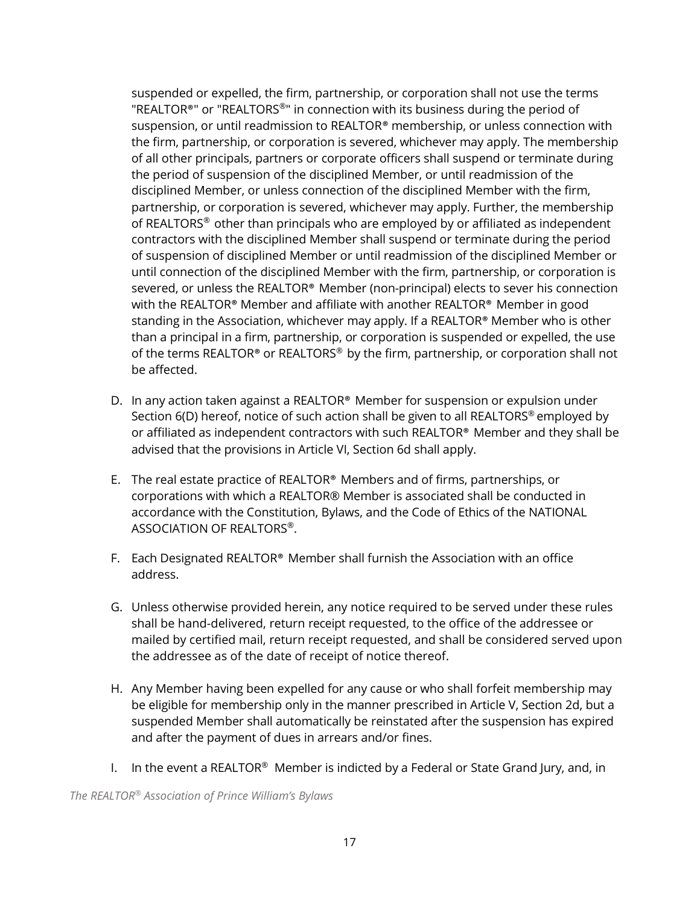suspended or expelled, the firm, partnership, or corporation shall not use the terms "REALTOR®" or "REALTORS®" in connection with its business during the period of suspension, or until readmission to REALTOR® membership, or unless connection with the firm, partnership, or corporation is severed, whichever may apply. The membership of all other principals, partners or corporate officers shall suspend or terminate during the period of suspension of the disciplined Member, or until readmission of the disciplined Member, or unless connection of the disciplined Member with the firm, partnership, or corporation is severed, whichever may apply. Further, the membership of REALTORS® other than principals who are employed by or affiliated as independent contractors with the disciplined Member shall suspend or terminate during the period of suspension of disciplined Member or until readmission of the disciplined Member or until connection of the disciplined Member with the firm, partnership, or corporation is severed, or unless the REALTOR® Member (non-principal) elects to sever his connection with the REALTOR® Member and affiliate with another REALTOR® Member in good standing in the Association, whichever may apply. If a REALTOR® Member who is other than a principal in a firm, partnership, or corporation is suspended or expelled, the use of the terms REALTOR® or REALTORS® by the firm, partnership, or corporation shall not be affected.

D. In any action taken against a REALTOR® Member for suspension or expulsion under Section 6(D) hereof, notice of such action shall be given to all REALTORS® employed by or affiliated as independent contractors with such REALTOR® Member and they shall be advised that the provisions in Article VI, Section 6d shall apply.

E. The real estate practice of REALTOR® Members and of firms, partnerships, or corporations with which a REALTOR® Member is associated shall be conducted in accordance with the Constitution, Bylaws, and the Code of Ethics of the NATIONAL ASSOCIATION OF REALTORS®.

F. Each Designated REALTOR® Member shall furnish the Association with an office address.

G. Unless otherwise provided herein, any notice required to be served under these rules shall be hand-delivered, return receipt requested, to the office of the addressee or mailed by certified mail, return receipt requested, and shall be considered served upon the addressee as of the date of receipt of notice thereof.

H. Any Member having been expelled for any cause or who shall forfeit membership may be eligible for membership only in the manner prescribed in Article V, Section 2d, but a suspended Member shall automatically be reinstated after the suspension has expired and after the payment of dues in arrears and/or fines.

I. In the event a REALTOR® Member is indicted by a Federal or State Grand Jury, and, in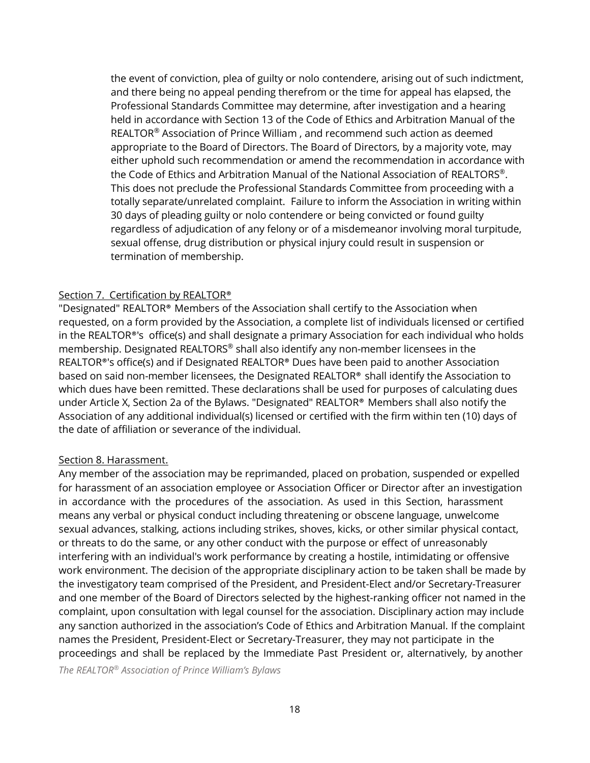the event of conviction, plea of guilty or nolo contendere, arising out of such indictment, and there being no appeal pending therefrom or the time for appeal has elapsed, the Professional Standards Committee may determine, after investigation and a hearing held in accordance with Section 13 of the Code of Ethics and Arbitration Manual of the REALTOR® Association of Prince William , and recommend such action as deemed appropriate to the Board of Directors. The Board of Directors, by a majority vote, may either uphold such recommendation or amend the recommendation in accordance with the Code of Ethics and Arbitration Manual of the National Association of REALTORS®. This does not preclude the Professional Standards Committee from proceeding with a totally separate/unrelated complaint. Failure to inform the Association in writing within 30 days of pleading guilty or nolo contendere or being convicted or found guilty regardless of adjudication of any felony or of a misdemeanor involving moral turpitude, sexual offense, drug distribution or physical injury could result in suspension or termination of membership.

Section 7. Certification by REALTOR®

"Designated" REALTOR® Members of the Association shall certify to the Association when requested, on a form provided by the Association, a complete list of individuals licensed or certified in the REALTOR®'s office(s) and shall designate a primary Association for each individual who holds membership. Designated REALTORS® shall also identify any non-member licensees in the REALTOR®'s office(s) and if Designated REALTOR® Dues have been paid to another Association based on said non-member licensees, the Designated REALTOR® shall identify the Association to which dues have been remitted. These declarations shall be used for purposes of calculating dues under Article X, Section 2a of the Bylaws. "Designated" REALTOR® Members shall also notify the Association of any additional individual(s) licensed or certified with the firm within ten (10) days of the date of affiliation or severance of the individual.

Section 8. Harassment.

Any member of the association may be reprimanded, placed on probation, suspended or expelled for harassment of an association employee or Association Officer or Director after an investigation in accordance with the procedures of the association. As used in this Section, harassment means any verbal or physical conduct including threatening or obscene language, unwelcome sexual advances, stalking, actions including strikes, shoves, kicks, or other similar physical contact, or threats to do the same, or any other conduct with the purpose or effect of unreasonably interfering with an individual's work performance by creating a hostile, intimidating or offensive work environment. The decision of the appropriate disciplinary action to be taken shall be made by the investigatory team comprised of the President, and President-Elect and/or Secretary-Treasurer and one member of the Board of Directors selected by the highest-ranking officer not named in the complaint, upon consultation with legal counsel for the association. Disciplinary action may include any sanction authorized in the association's Code of Ethics and Arbitration Manual. If the complaint names the President, President-Elect or Secretary-Treasurer, they may not participate in the proceedings and shall be replaced by the Immediate Past President or, alternatively, by another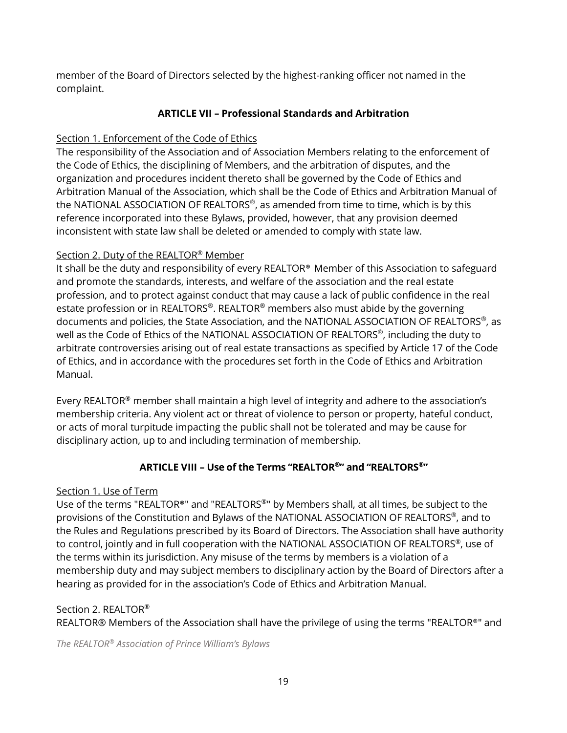member of the Board of Directors selected by the highest-ranking officer not named in the complaint.

## ARTICLE VII – Professional Standards and Arbitration

Section 1. Enforcement of the Code of Ethics

The responsibility of the Association and of Association Members relating to the enforcement of the Code of Ethics, the disciplining of Members, and the arbitration of disputes, and the organization and procedures incident thereto shall be governed by the Code of Ethics and Arbitration Manual of the Association, which shall be the Code of Ethics and Arbitration Manual of the NATIONAL ASSOCIATION OF REALTORS®, as amended from time to time, which is by this reference incorporated into these Bylaws, provided, however, that any provision deemed inconsistent with state law shall be deleted or amended to comply with state law.

Section 2. Duty of the REALTOR® Member

It shall be the duty and responsibility of every REALTOR® Member of this Association to safeguard and promote the standards, interests, and welfare of the association and the real estate profession, and to protect against conduct that may cause a lack of public confidence in the real estate profession or in REALTORS®. REALTOR® members also must abide by the governing documents and policies, the State Association, and the NATIONAL ASSOCIATION OF REALTORS®, as well as the Code of Ethics of the NATIONAL ASSOCIATION OF REALTORS®, including the duty to arbitrate controversies arising out of real estate transactions as specified by Article 17 of the Code of Ethics, and in accordance with the procedures set forth in the Code of Ethics and Arbitration Manual.

Every REALTOR® member shall maintain a high level of integrity and adhere to the association's membership criteria. Any violent act or threat of violence to person or property, hateful conduct, or acts of moral turpitude impacting the public shall not be tolerated and may be cause for disciplinary action, up to and including termination of membership.

## ARTICLE VIII – Use of the Terms "REALTOR®" and "REALTORS®"

Section 1. Use of Term

Use of the terms "REALTOR®" and "REALTORS®" by Members shall, at all times, be subject to the provisions of the Constitution and Bylaws of the NATIONAL ASSOCIATION OF REALTORS®, and to the Rules and Regulations prescribed by its Board of Directors. The Association shall have authority to control, jointly and in full cooperation with the NATIONAL ASSOCIATION OF REALTORS®, use of the terms within its jurisdiction. Any misuse of the terms by members is a violation of a membership duty and may subject members to disciplinary action by the Board of Directors after a hearing as provided for in the association's Code of Ethics and Arbitration Manual.

Section 2. REALTOR®

REALTOR® Members of the Association shall have the privilege of using the terms "REALTOR®" and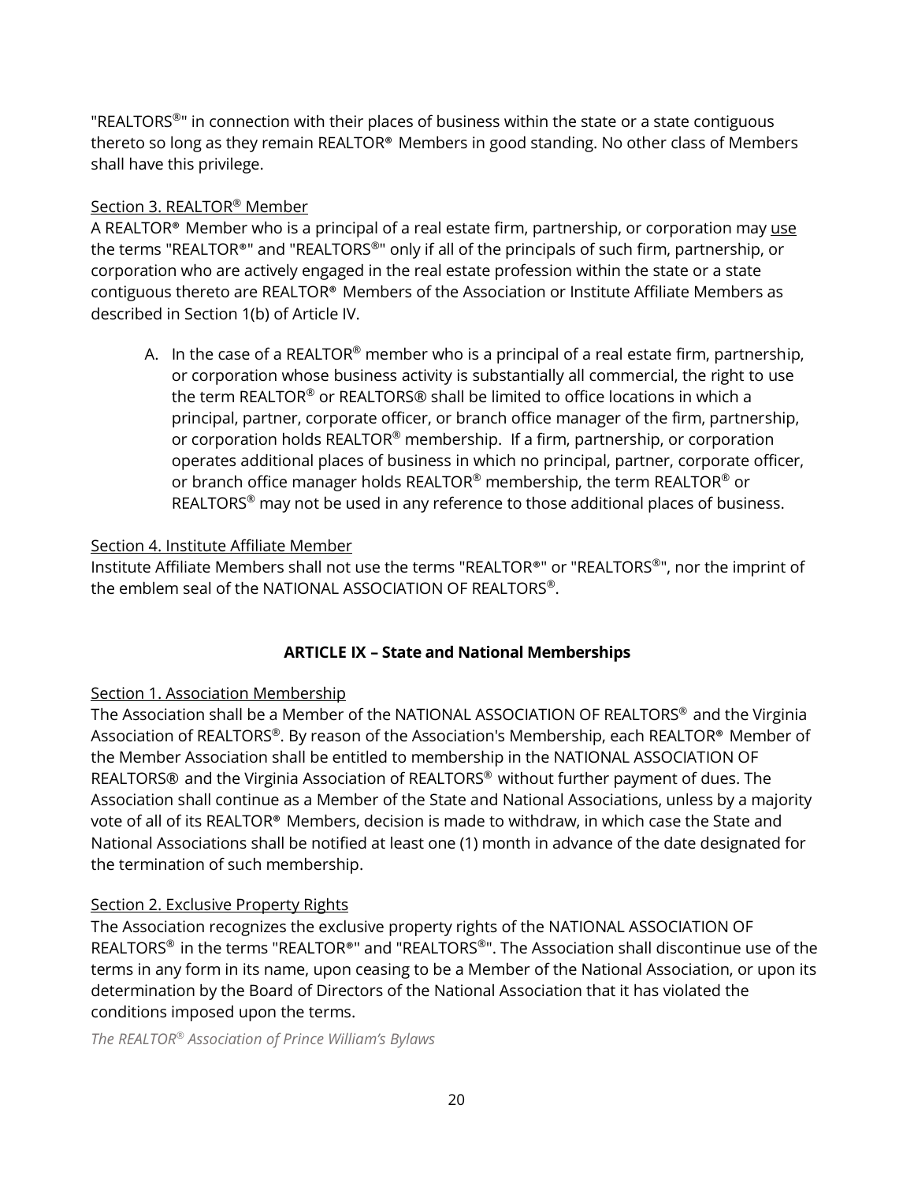"REALTORS®" in connection with their places of business within the state or a state contiguous thereto so long as they remain REALTOR® Members in good standing. No other class of Members shall have this privilege.

Section 3. REALTOR® Member

A REALTOR® Member who is a principal of a real estate firm, partnership, or corporation may use the terms "REALTOR®" and "REALTORS®" only if all of the principals of such firm, partnership, or corporation who are actively engaged in the real estate profession within the state or a state contiguous thereto are REALTOR® Members of the Association or Institute Affiliate Members as described in Section 1(b) of Article IV.

A. In the case of a REALTOR® member who is a principal of a real estate firm, partnership, or corporation whose business activity is substantially all commercial, the right to use the term REALTOR® or REALTORS® shall be limited to office locations in which a principal, partner, corporate officer, or branch office manager of the firm, partnership, or corporation holds REALTOR® membership. If a firm, partnership, or corporation operates additional places of business in which no principal, partner, corporate officer, or branch office manager holds REALTOR® membership, the term REALTOR® or REALTORS® may not be used in any reference to those additional places of business.

Section 4. Institute Affiliate Member

Institute Affiliate Members shall not use the terms "REALTOR®" or "REALTORS®", nor the imprint of the emblem seal of the NATIONAL ASSOCIATION OF REALTORS®.

## ARTICLE IX – State and National Memberships

Section 1. Association Membership

The Association shall be a Member of the NATIONAL ASSOCIATION OF REALTORS® and the Virginia Association of REALTORS®. By reason of the Association's Membership, each REALTOR® Member of the Member Association shall be entitled to membership in the NATIONAL ASSOCIATION OF REALTORS® and the Virginia Association of REALTORS® without further payment of dues. The Association shall continue as a Member of the State and National Associations, unless by a majority vote of all of its REALTOR® Members, decision is made to withdraw, in which case the State and National Associations shall be notified at least one (1) month in advance of the date designated for the termination of such membership.

Section 2. Exclusive Property Rights

The Association recognizes the exclusive property rights of the NATIONAL ASSOCIATION OF REALTORS® in the terms "REALTOR®" and "REALTORS®". The Association shall discontinue use of the terms in any form in its name, upon ceasing to be a Member of the National Association, or upon its determination by the Board of Directors of the National Association that it has violated the conditions imposed upon the terms.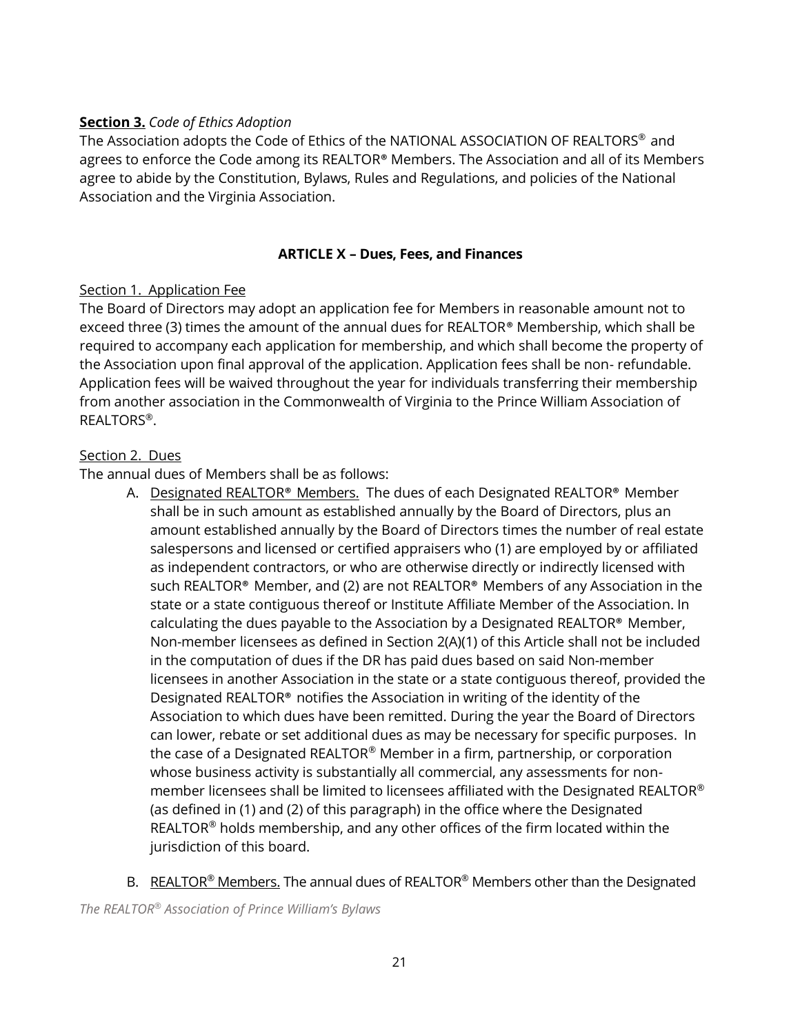**Section 3.** *Code of Ethics Adoption*
The Association adopts the Code of Ethics of the NATIONAL ASSOCIATION OF REALTORS® and agrees to enforce the Code among its REALTOR® Members. The Association and all of its Members agree to abide by the Constitution, Bylaws, Rules and Regulations, and policies of the National Association and the Virginia Association.

**ARTICLE X – Dues, Fees, and Finances**

Section 1. Application Fee
The Board of Directors may adopt an application fee for Members in reasonable amount not to exceed three (3) times the amount of the annual dues for REALTOR® Membership, which shall be required to accompany each application for membership, and which shall become the property of the Association upon final approval of the application. Application fees shall be non- refundable. Application fees will be waived throughout the year for individuals transferring their membership from another association in the Commonwealth of Virginia to the Prince William Association of REALTORS®.

Section 2. Dues
The annual dues of Members shall be as follows:

A. Designated REALTOR® Members. The dues of each Designated REALTOR® Member shall be in such amount as established annually by the Board of Directors, plus an amount established annually by the Board of Directors times the number of real estate salespersons and licensed or certified appraisers who (1) are employed by or affiliated as independent contractors, or who are otherwise directly or indirectly licensed with such REALTOR® Member, and (2) are not REALTOR® Members of any Association in the state or a state contiguous thereof or Institute Affiliate Member of the Association. In calculating the dues payable to the Association by a Designated REALTOR® Member, Non-member licensees as defined in Section 2(A)(1) of this Article shall not be included in the computation of dues if the DR has paid dues based on said Non-member licensees in another Association in the state or a state contiguous thereof, provided the Designated REALTOR® notifies the Association in writing of the identity of the Association to which dues have been remitted. During the year the Board of Directors can lower, rebate or set additional dues as may be necessary for specific purposes. In the case of a Designated REALTOR® Member in a firm, partnership, or corporation whose business activity is substantially all commercial, any assessments for non-member licensees shall be limited to licensees affiliated with the Designated REALTOR® (as defined in (1) and (2) of this paragraph) in the office where the Designated REALTOR® holds membership, and any other offices of the firm located within the jurisdiction of this board.

B. REALTOR® Members. The annual dues of REALTOR® Members other than the Designated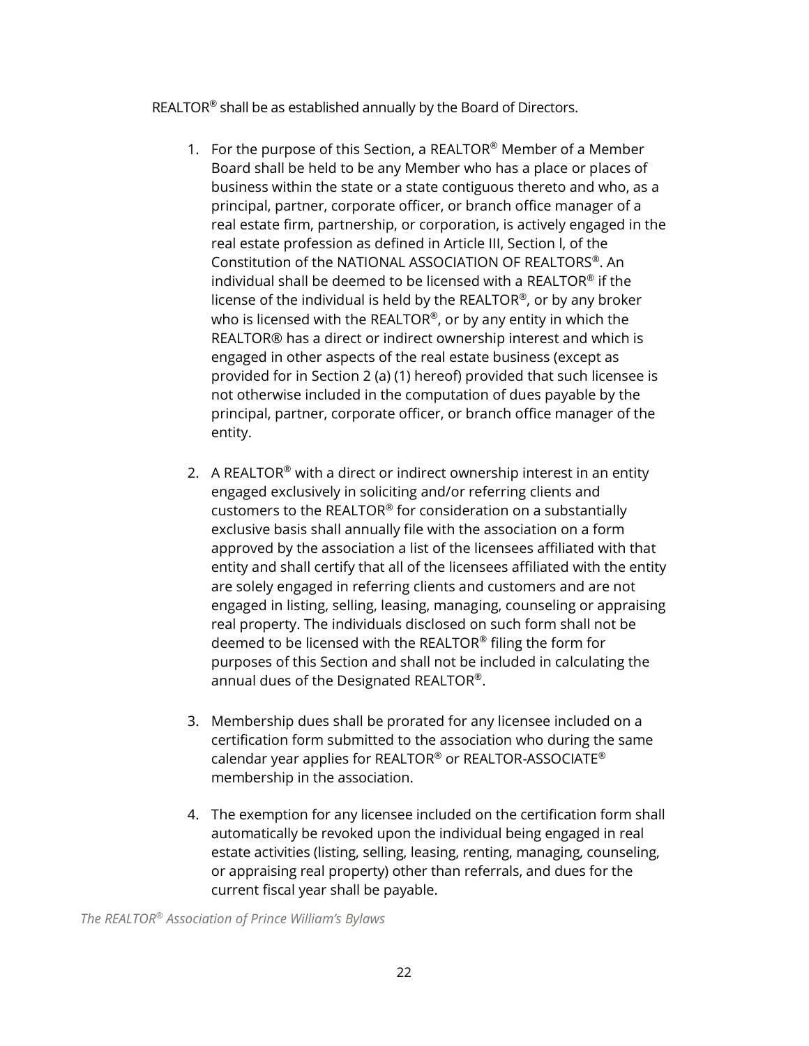REALTOR® shall be as established annually by the Board of Directors.

1. For the purpose of this Section, a REALTOR® Member of a Member Board shall be held to be any Member who has a place or places of business within the state or a state contiguous thereto and who, as a principal, partner, corporate officer, or branch office manager of a real estate firm, partnership, or corporation, is actively engaged in the real estate profession as defined in Article III, Section l, of the Constitution of the NATIONAL ASSOCIATION OF REALTORS®. An individual shall be deemed to be licensed with a REALTOR® if the license of the individual is held by the REALTOR®, or by any broker who is licensed with the REALTOR®, or by any entity in which the REALTOR® has a direct or indirect ownership interest and which is engaged in other aspects of the real estate business (except as provided for in Section 2 (a) (1) hereof) provided that such licensee is not otherwise included in the computation of dues payable by the principal, partner, corporate officer, or branch office manager of the entity.

2. A REALTOR® with a direct or indirect ownership interest in an entity engaged exclusively in soliciting and/or referring clients and customers to the REALTOR® for consideration on a substantially exclusive basis shall annually file with the association on a form approved by the association a list of the licensees affiliated with that entity and shall certify that all of the licensees affiliated with the entity are solely engaged in referring clients and customers and are not engaged in listing, selling, leasing, managing, counseling or appraising real property. The individuals disclosed on such form shall not be deemed to be licensed with the REALTOR® filing the form for purposes of this Section and shall not be included in calculating the annual dues of the Designated REALTOR®.

3. Membership dues shall be prorated for any licensee included on a certification form submitted to the association who during the same calendar year applies for REALTOR® or REALTOR-ASSOCIATE® membership in the association.

4. The exemption for any licensee included on the certification form shall automatically be revoked upon the individual being engaged in real estate activities (listing, selling, leasing, renting, managing, counseling, or appraising real property) other than referrals, and dues for the current fiscal year shall be payable.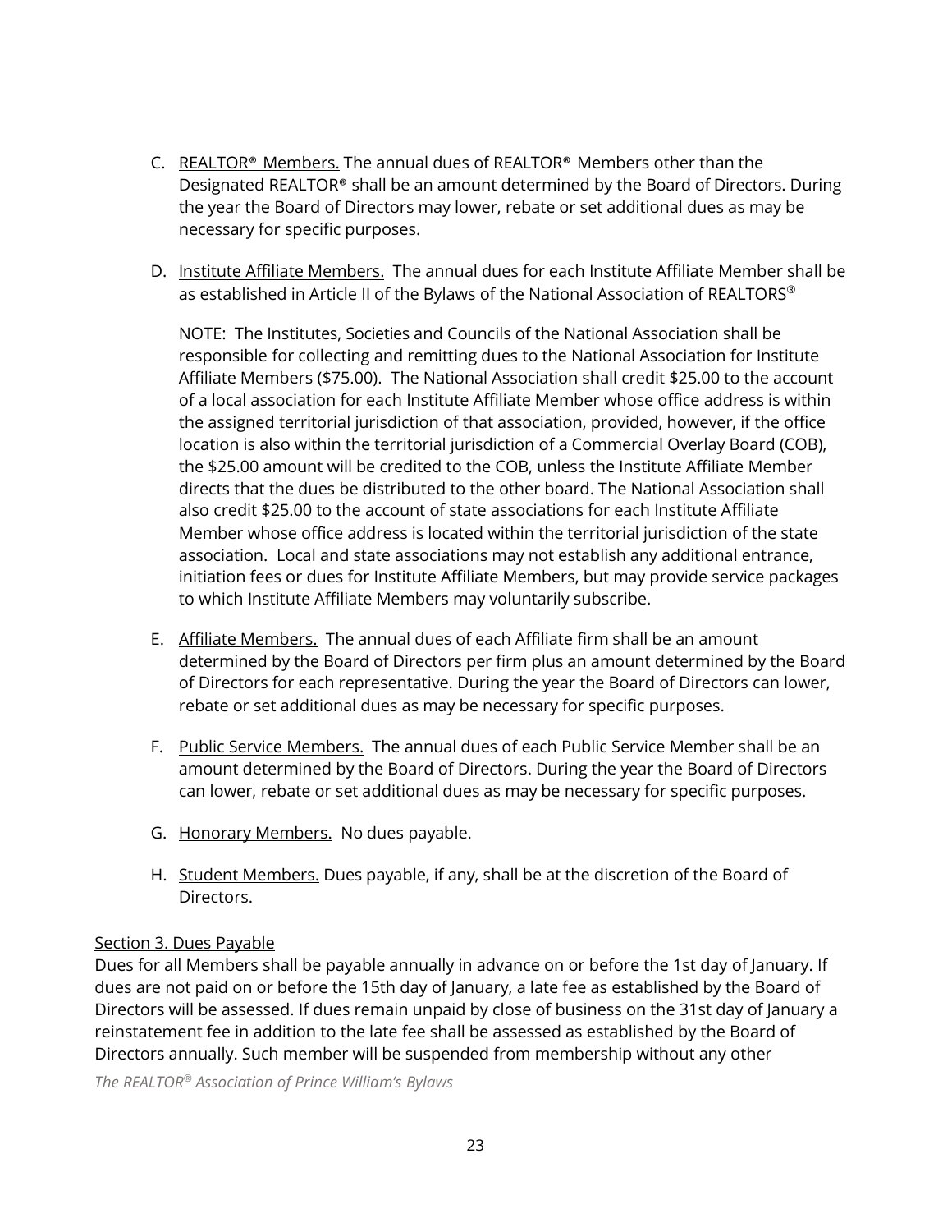C. <u>REALTOR® Members.</u> The annual dues of REALTOR® Members other than the Designated REALTOR® shall be an amount determined by the Board of Directors. During the year the Board of Directors may lower, rebate or set additional dues as may be necessary for specific purposes.

D. <u>Institute Affiliate Members.</u> The annual dues for each Institute Affiliate Member shall be as established in Article II of the Bylaws of the National Association of REALTORS®

   NOTE: The Institutes, Societies and Councils of the National Association shall be responsible for collecting and remitting dues to the National Association for Institute Affiliate Members ($75.00). The National Association shall credit $25.00 to the account of a local association for each Institute Affiliate Member whose office address is within the assigned territorial jurisdiction of that association, provided, however, if the office location is also within the territorial jurisdiction of a Commercial Overlay Board (COB), the $25.00 amount will be credited to the COB, unless the Institute Affiliate Member directs that the dues be distributed to the other board. The National Association shall also credit $25.00 to the account of state associations for each Institute Affiliate Member whose office address is located within the territorial jurisdiction of the state association. Local and state associations may not establish any additional entrance, initiation fees or dues for Institute Affiliate Members, but may provide service packages to which Institute Affiliate Members may voluntarily subscribe.

E. <u>Affiliate Members.</u> The annual dues of each Affiliate firm shall be an amount determined by the Board of Directors per firm plus an amount determined by the Board of Directors for each representative. During the year the Board of Directors can lower, rebate or set additional dues as may be necessary for specific purposes.

F. <u>Public Service Members.</u> The annual dues of each Public Service Member shall be an amount determined by the Board of Directors. During the year the Board of Directors can lower, rebate or set additional dues as may be necessary for specific purposes.

G. <u>Honorary Members.</u> No dues payable.

H. <u>Student Members.</u> Dues payable, if any, shall be at the discretion of the Board of Directors.

<u>Section 3. Dues Payable</u>

Dues for all Members shall be payable annually in advance on or before the 1st day of January. If dues are not paid on or before the 15th day of January, a late fee as established by the Board of Directors will be assessed. If dues remain unpaid by close of business on the 31st day of January a reinstatement fee in addition to the late fee shall be assessed as established by the Board of Directors annually. Such member will be suspended from membership without any other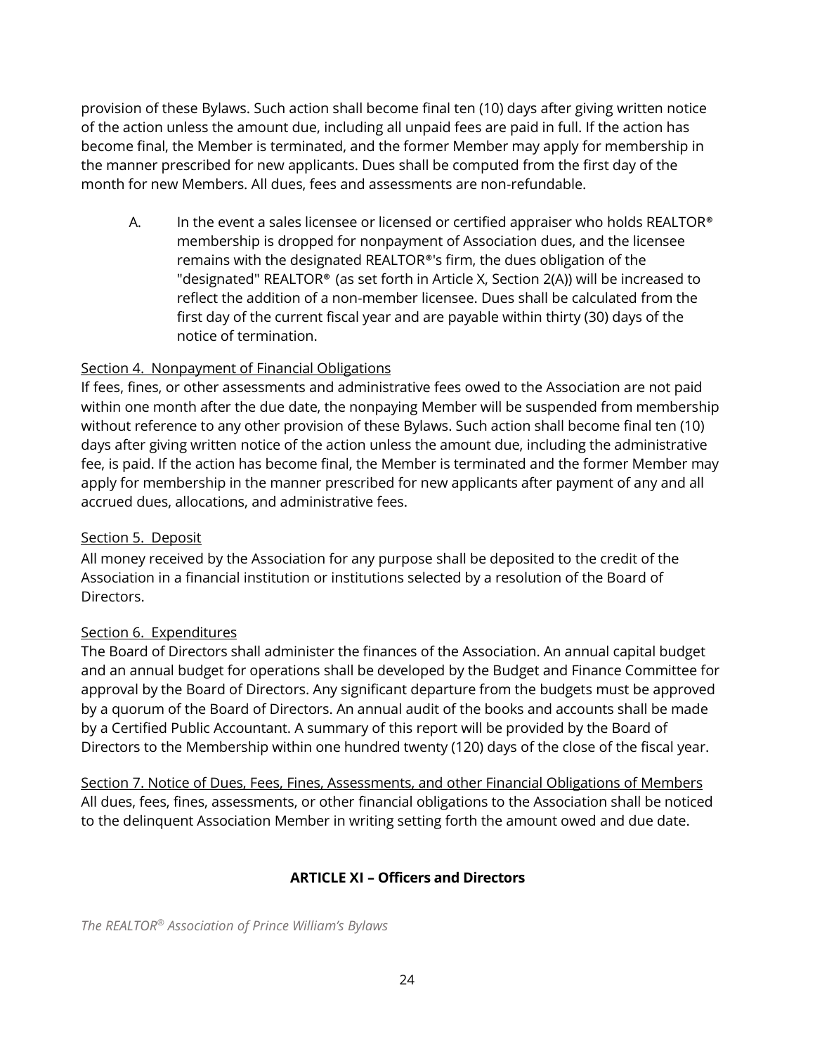provision of these Bylaws. Such action shall become final ten (10) days after giving written notice of the action unless the amount due, including all unpaid fees are paid in full. If the action has become final, the Member is terminated, and the former Member may apply for membership in the manner prescribed for new applicants. Dues shall be computed from the first day of the month for new Members. All dues, fees and assessments are non-refundable.

A. In the event a sales licensee or licensed or certified appraiser who holds REALTOR® membership is dropped for nonpayment of Association dues, and the licensee remains with the designated REALTOR®'s firm, the dues obligation of the "designated" REALTOR® (as set forth in Article X, Section 2(A)) will be increased to reflect the addition of a non-member licensee. Dues shall be calculated from the first day of the current fiscal year and are payable within thirty (30) days of the notice of termination.

Section 4. Nonpayment of Financial Obligations

If fees, fines, or other assessments and administrative fees owed to the Association are not paid within one month after the due date, the nonpaying Member will be suspended from membership without reference to any other provision of these Bylaws. Such action shall become final ten (10) days after giving written notice of the action unless the amount due, including the administrative fee, is paid. If the action has become final, the Member is terminated and the former Member may apply for membership in the manner prescribed for new applicants after payment of any and all accrued dues, allocations, and administrative fees.

Section 5. Deposit

All money received by the Association for any purpose shall be deposited to the credit of the Association in a financial institution or institutions selected by a resolution of the Board of Directors.

Section 6. Expenditures

The Board of Directors shall administer the finances of the Association. An annual capital budget and an annual budget for operations shall be developed by the Budget and Finance Committee for approval by the Board of Directors. Any significant departure from the budgets must be approved by a quorum of the Board of Directors. An annual audit of the books and accounts shall be made by a Certified Public Accountant. A summary of this report will be provided by the Board of Directors to the Membership within one hundred twenty (120) days of the close of the fiscal year.

Section 7. Notice of Dues, Fees, Fines, Assessments, and other Financial Obligations of Members

All dues, fees, fines, assessments, or other financial obligations to the Association shall be noticed to the delinquent Association Member in writing setting forth the amount owed and due date.

## ARTICLE XI – Officers and Directors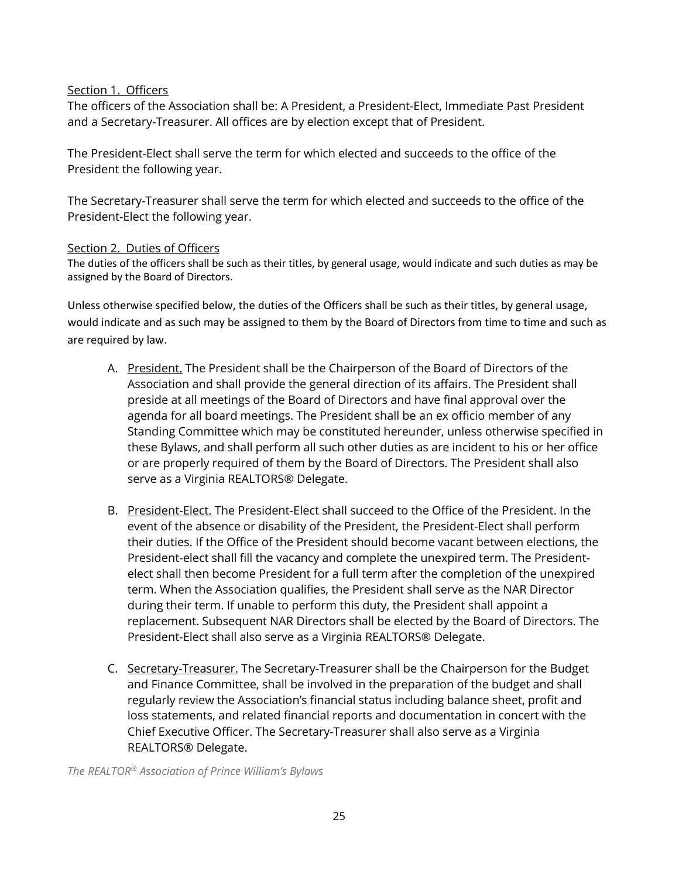Section 1. Officers

The officers of the Association shall be: A President, a President-Elect, Immediate Past President and a Secretary-Treasurer. All offices are by election except that of President.

The President-Elect shall serve the term for which elected and succeeds to the office of the President the following year.

The Secretary-Treasurer shall serve the term for which elected and succeeds to the office of the President-Elect the following year.

Section 2. Duties of Officers

The duties of the officers shall be such as their titles, by general usage, would indicate and such duties as may be assigned by the Board of Directors.

Unless otherwise specified below, the duties of the Officers shall be such as their titles, by general usage, would indicate and as such may be assigned to them by the Board of Directors from time to time and such as are required by law.

A. President. The President shall be the Chairperson of the Board of Directors of the Association and shall provide the general direction of its affairs. The President shall preside at all meetings of the Board of Directors and have final approval over the agenda for all board meetings. The President shall be an ex officio member of any Standing Committee which may be constituted hereunder, unless otherwise specified in these Bylaws, and shall perform all such other duties as are incident to his or her office or are properly required of them by the Board of Directors. The President shall also serve as a Virginia REALTORS® Delegate.

B. President-Elect. The President-Elect shall succeed to the Office of the President. In the event of the absence or disability of the President, the President-Elect shall perform their duties. If the Office of the President should become vacant between elections, the President-elect shall fill the vacancy and complete the unexpired term. The President-elect shall then become President for a full term after the completion of the unexpired term. When the Association qualifies, the President shall serve as the NAR Director during their term. If unable to perform this duty, the President shall appoint a replacement. Subsequent NAR Directors shall be elected by the Board of Directors. The President-Elect shall also serve as a Virginia REALTORS® Delegate.

C. Secretary-Treasurer. The Secretary-Treasurer shall be the Chairperson for the Budget and Finance Committee, shall be involved in the preparation of the budget and shall regularly review the Association's financial status including balance sheet, profit and loss statements, and related financial reports and documentation in concert with the Chief Executive Officer. The Secretary-Treasurer shall also serve as a Virginia REALTORS® Delegate.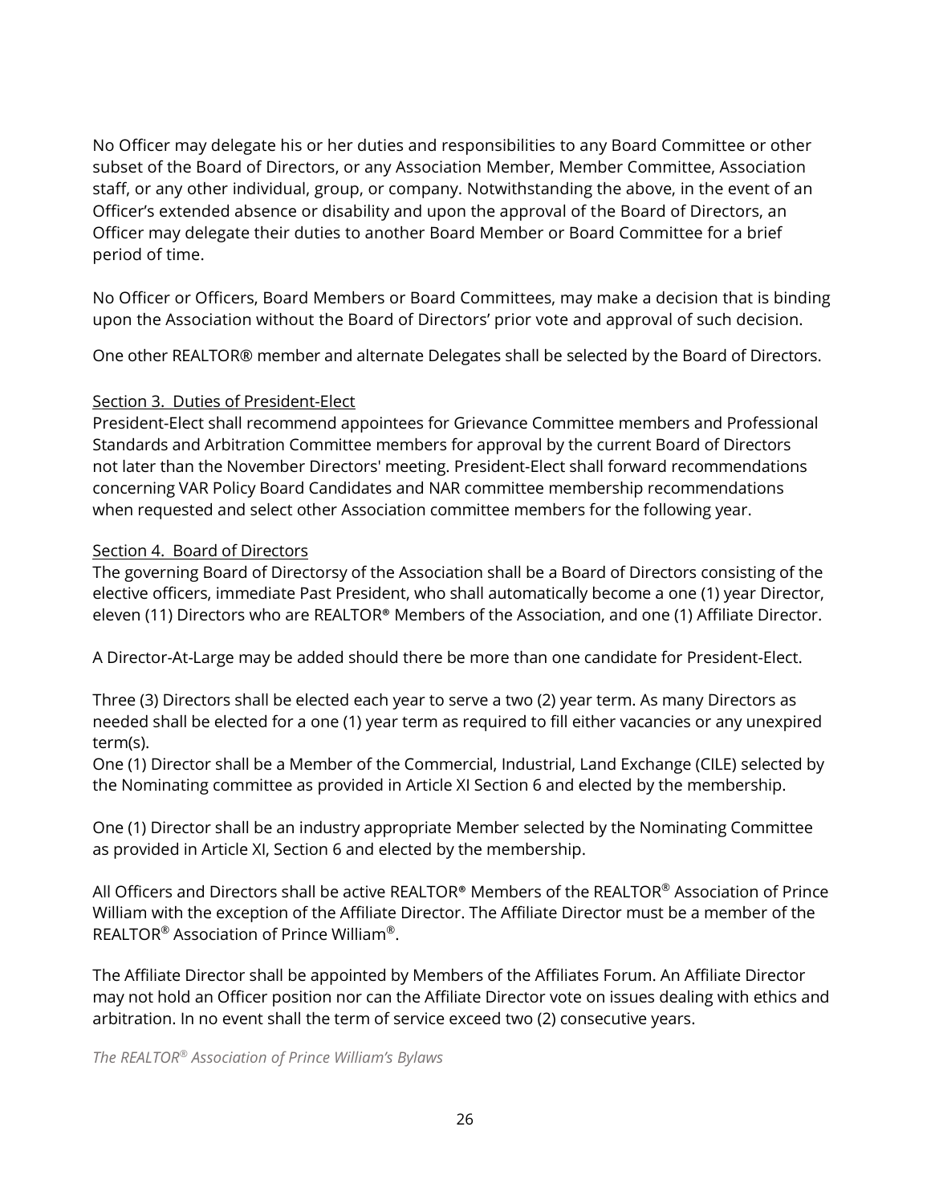No Officer may delegate his or her duties and responsibilities to any Board Committee or other subset of the Board of Directors, or any Association Member, Member Committee, Association staff, or any other individual, group, or company. Notwithstanding the above, in the event of an Officer's extended absence or disability and upon the approval of the Board of Directors, an Officer may delegate their duties to another Board Member or Board Committee for a brief period of time.

No Officer or Officers, Board Members or Board Committees, may make a decision that is binding upon the Association without the Board of Directors' prior vote and approval of such decision.

One other REALTOR® member and alternate Delegates shall be selected by the Board of Directors.

Section 3. Duties of President-Elect

President-Elect shall recommend appointees for Grievance Committee members and Professional Standards and Arbitration Committee members for approval by the current Board of Directors not later than the November Directors' meeting. President-Elect shall forward recommendations concerning VAR Policy Board Candidates and NAR committee membership recommendations when requested and select other Association committee members for the following year.

Section 4. Board of Directors

The governing Board of Directorsy of the Association shall be a Board of Directors consisting of the elective officers, immediate Past President, who shall automatically become a one (1) year Director, eleven (11) Directors who are REALTOR® Members of the Association, and one (1) Affiliate Director.

A Director-At-Large may be added should there be more than one candidate for President-Elect.

Three (3) Directors shall be elected each year to serve a two (2) year term. As many Directors as needed shall be elected for a one (1) year term as required to fill either vacancies or any unexpired term(s).

One (1) Director shall be a Member of the Commercial, Industrial, Land Exchange (CILE) selected by the Nominating committee as provided in Article XI Section 6 and elected by the membership.

One (1) Director shall be an industry appropriate Member selected by the Nominating Committee as provided in Article XI, Section 6 and elected by the membership.

All Officers and Directors shall be active REALTOR® Members of the REALTOR® Association of Prince William with the exception of the Affiliate Director. The Affiliate Director must be a member of the REALTOR® Association of Prince William®.

The Affiliate Director shall be appointed by Members of the Affiliates Forum. An Affiliate Director may not hold an Officer position nor can the Affiliate Director vote on issues dealing with ethics and arbitration. In no event shall the term of service exceed two (2) consecutive years.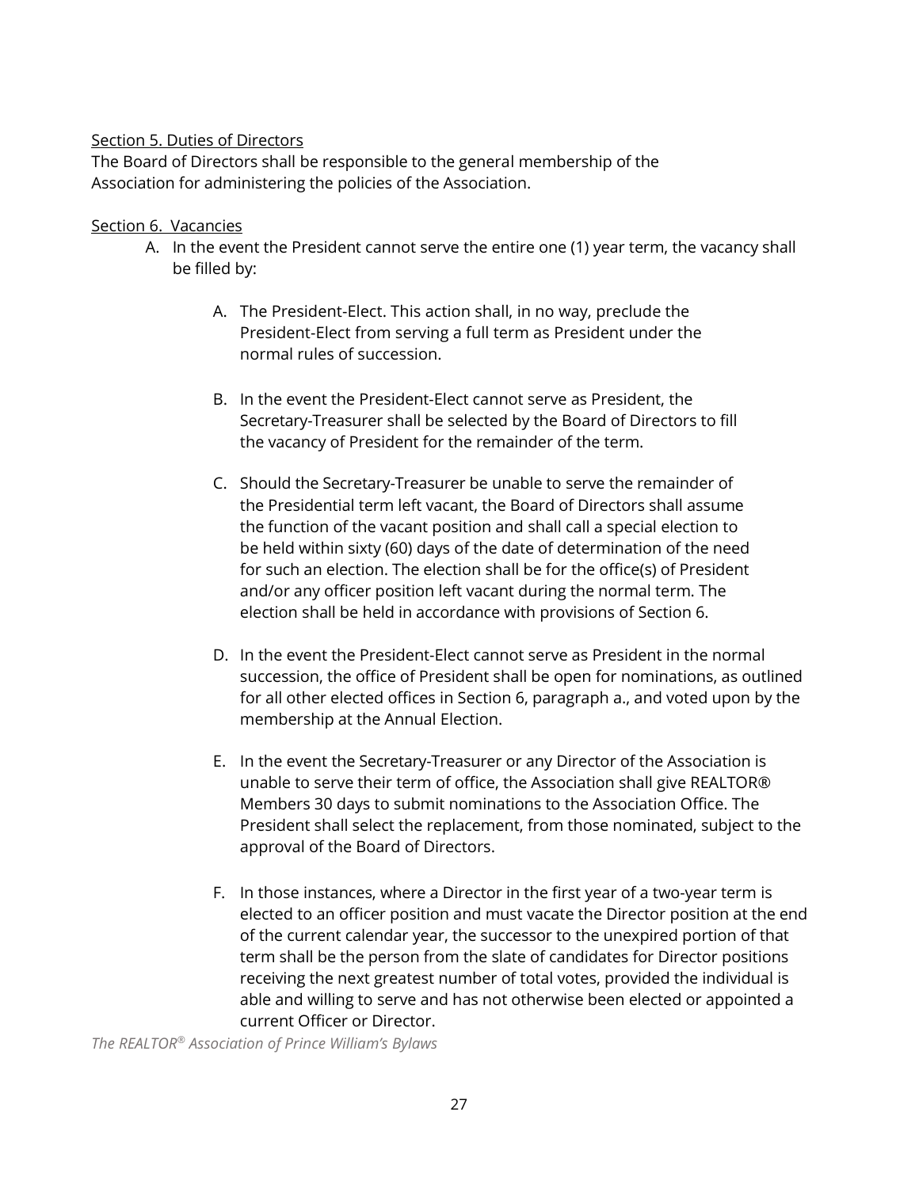Section 5. Duties of Directors

The Board of Directors shall be responsible to the general membership of the Association for administering the policies of the Association.

Section 6. Vacancies

A. In the event the President cannot serve the entire one (1) year term, the vacancy shall be filled by:

    A. The President-Elect. This action shall, in no way, preclude the President-Elect from serving a full term as President under the normal rules of succession.

    B. In the event the President-Elect cannot serve as President, the Secretary-Treasurer shall be selected by the Board of Directors to fill the vacancy of President for the remainder of the term.

    C. Should the Secretary-Treasurer be unable to serve the remainder of the Presidential term left vacant, the Board of Directors shall assume the function of the vacant position and shall call a special election to be held within sixty (60) days of the date of determination of the need for such an election. The election shall be for the office(s) of President and/or any officer position left vacant during the normal term. The election shall be held in accordance with provisions of Section 6.

    D. In the event the President-Elect cannot serve as President in the normal succession, the office of President shall be open for nominations, as outlined for all other elected offices in Section 6, paragraph a., and voted upon by the membership at the Annual Election.

    E. In the event the Secretary-Treasurer or any Director of the Association is unable to serve their term of office, the Association shall give REALTOR® Members 30 days to submit nominations to the Association Office. The President shall select the replacement, from those nominated, subject to the approval of the Board of Directors.

    F. In those instances, where a Director in the first year of a two-year term is elected to an officer position and must vacate the Director position at the end of the current calendar year, the successor to the unexpired portion of that term shall be the person from the slate of candidates for Director positions receiving the next greatest number of total votes, provided the individual is able and willing to serve and has not otherwise been elected or appointed a current Officer or Director.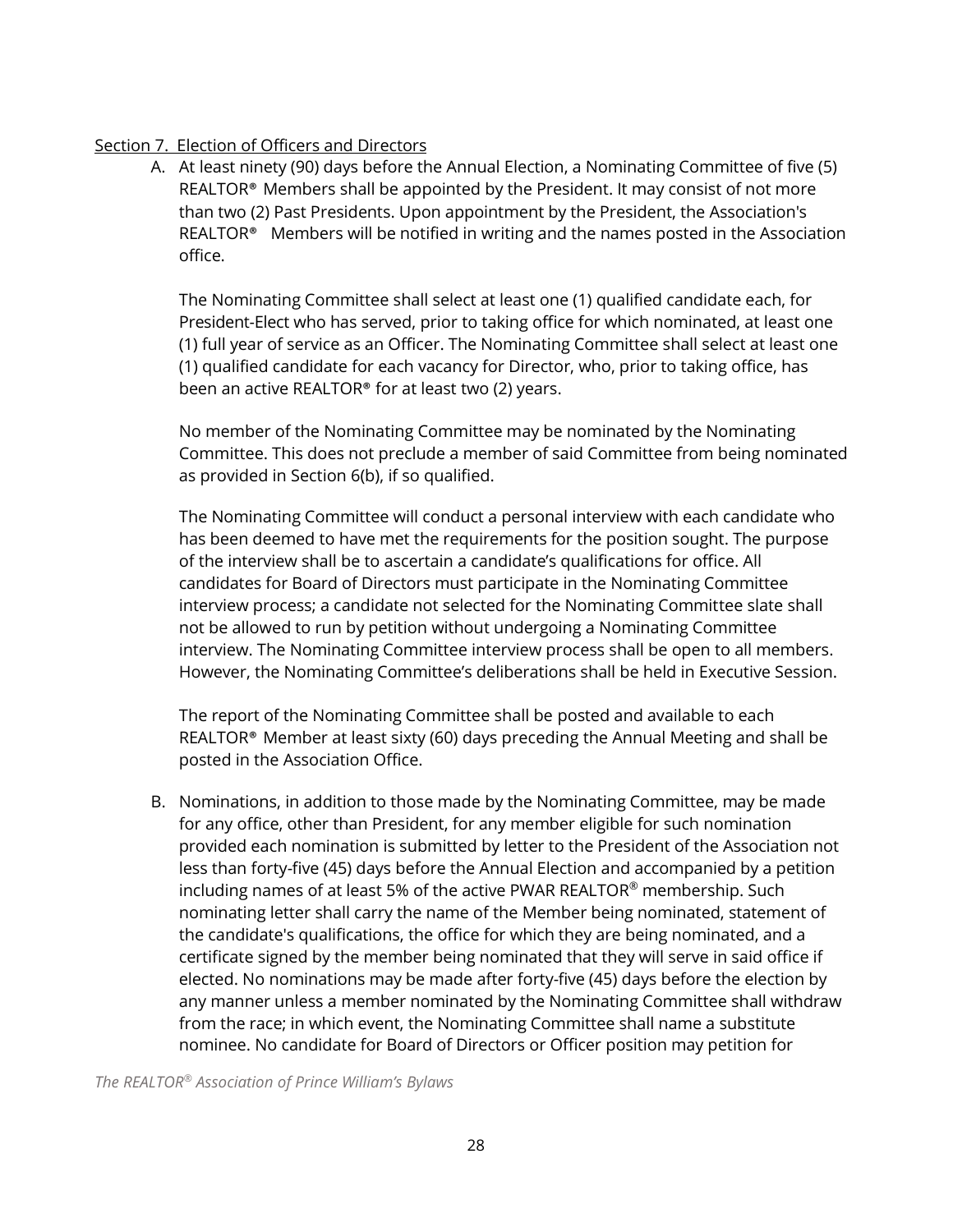Section 7. Election of Officers and Directors

A. At least ninety (90) days before the Annual Election, a Nominating Committee of five (5) REALTOR® Members shall be appointed by the President. It may consist of not more than two (2) Past Presidents. Upon appointment by the President, the Association's REALTOR® Members will be notified in writing and the names posted in the Association office.

   The Nominating Committee shall select at least one (1) qualified candidate each, for President-Elect who has served, prior to taking office for which nominated, at least one (1) full year of service as an Officer. The Nominating Committee shall select at least one (1) qualified candidate for each vacancy for Director, who, prior to taking office, has been an active REALTOR® for at least two (2) years.

   No member of the Nominating Committee may be nominated by the Nominating Committee. This does not preclude a member of said Committee from being nominated as provided in Section 6(b), if so qualified.

   The Nominating Committee will conduct a personal interview with each candidate who has been deemed to have met the requirements for the position sought. The purpose of the interview shall be to ascertain a candidate's qualifications for office. All candidates for Board of Directors must participate in the Nominating Committee interview process; a candidate not selected for the Nominating Committee slate shall not be allowed to run by petition without undergoing a Nominating Committee interview. The Nominating Committee interview process shall be open to all members. However, the Nominating Committee's deliberations shall be held in Executive Session.

   The report of the Nominating Committee shall be posted and available to each REALTOR® Member at least sixty (60) days preceding the Annual Meeting and shall be posted in the Association Office.

B. Nominations, in addition to those made by the Nominating Committee, may be made for any office, other than President, for any member eligible for such nomination provided each nomination is submitted by letter to the President of the Association not less than forty-five (45) days before the Annual Election and accompanied by a petition including names of at least 5% of the active PWAR REALTOR® membership. Such nominating letter shall carry the name of the Member being nominated, statement of the candidate's qualifications, the office for which they are being nominated, and a certificate signed by the member being nominated that they will serve in said office if elected. No nominations may be made after forty-five (45) days before the election by any manner unless a member nominated by the Nominating Committee shall withdraw from the race; in which event, the Nominating Committee shall name a substitute nominee. No candidate for Board of Directors or Officer position may petition for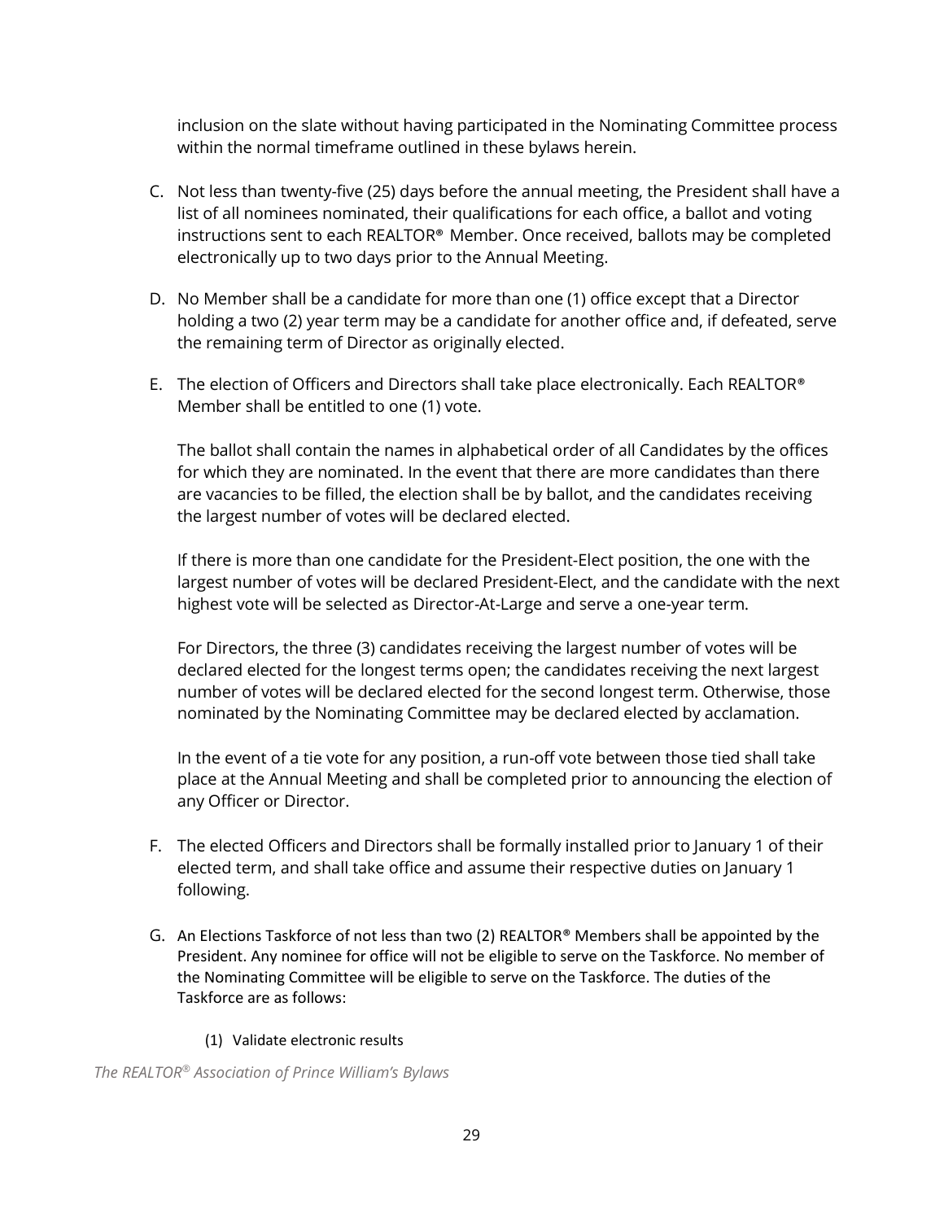inclusion on the slate without having participated in the Nominating Committee process within the normal timeframe outlined in these bylaws herein.

C. Not less than twenty-five (25) days before the annual meeting, the President shall have a list of all nominees nominated, their qualifications for each office, a ballot and voting instructions sent to each REALTOR® Member. Once received, ballots may be completed electronically up to two days prior to the Annual Meeting.

D. No Member shall be a candidate for more than one (1) office except that a Director holding a two (2) year term may be a candidate for another office and, if defeated, serve the remaining term of Director as originally elected.

E. The election of Officers and Directors shall take place electronically. Each REALTOR® Member shall be entitled to one (1) vote.

   The ballot shall contain the names in alphabetical order of all Candidates by the offices for which they are nominated. In the event that there are more candidates than there are vacancies to be filled, the election shall be by ballot, and the candidates receiving the largest number of votes will be declared elected.

   If there is more than one candidate for the President-Elect position, the one with the largest number of votes will be declared President-Elect, and the candidate with the next highest vote will be selected as Director-At-Large and serve a one-year term.

   For Directors, the three (3) candidates receiving the largest number of votes will be declared elected for the longest terms open; the candidates receiving the next largest number of votes will be declared elected for the second longest term. Otherwise, those nominated by the Nominating Committee may be declared elected by acclamation.

   In the event of a tie vote for any position, a run-off vote between those tied shall take place at the Annual Meeting and shall be completed prior to announcing the election of any Officer or Director.

F. The elected Officers and Directors shall be formally installed prior to January 1 of their elected term, and shall take office and assume their respective duties on January 1 following.

G. An Elections Taskforce of not less than two (2) REALTOR® Members shall be appointed by the President. Any nominee for office will not be eligible to serve on the Taskforce. No member of the Nominating Committee will be eligible to serve on the Taskforce. The duties of the Taskforce are as follows:

   (1) Validate electronic results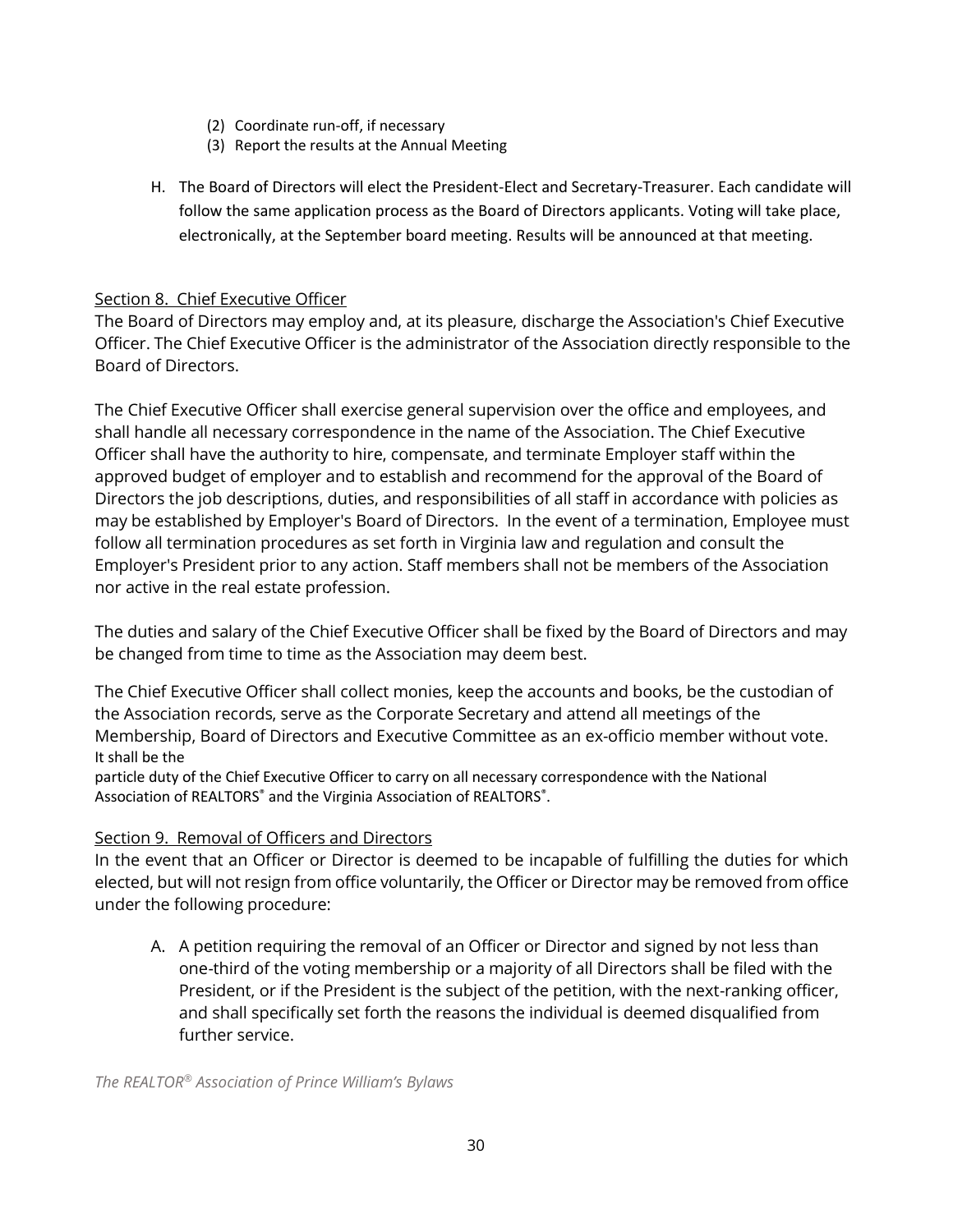(2) Coordinate run-off, if necessary
(3) Report the results at the Annual Meeting

H. The Board of Directors will elect the President-Elect and Secretary-Treasurer. Each candidate will follow the same application process as the Board of Directors applicants. Voting will take place, electronically, at the September board meeting. Results will be announced at that meeting.

## Section 8. Chief Executive Officer

The Board of Directors may employ and, at its pleasure, discharge the Association's Chief Executive Officer. The Chief Executive Officer is the administrator of the Association directly responsible to the Board of Directors.

The Chief Executive Officer shall exercise general supervision over the office and employees, and shall handle all necessary correspondence in the name of the Association. The Chief Executive Officer shall have the authority to hire, compensate, and terminate Employer staff within the approved budget of employer and to establish and recommend for the approval of the Board of Directors the job descriptions, duties, and responsibilities of all staff in accordance with policies as may be established by Employer's Board of Directors. In the event of a termination, Employee must follow all termination procedures as set forth in Virginia law and regulation and consult the Employer's President prior to any action. Staff members shall not be members of the Association nor active in the real estate profession.

The duties and salary of the Chief Executive Officer shall be fixed by the Board of Directors and may be changed from time to time as the Association may deem best.

The Chief Executive Officer shall collect monies, keep the accounts and books, be the custodian of the Association records, serve as the Corporate Secretary and attend all meetings of the Membership, Board of Directors and Executive Committee as an ex-officio member without vote. It shall be the particle duty of the Chief Executive Officer to carry on all necessary correspondence with the National Association of REALTORS® and the Virginia Association of REALTORS®.

## Section 9. Removal of Officers and Directors

In the event that an Officer or Director is deemed to be incapable of fulfilling the duties for which elected, but will not resign from office voluntarily, the Officer or Director may be removed from office under the following procedure:

A. A petition requiring the removal of an Officer or Director and signed by not less than one-third of the voting membership or a majority of all Directors shall be filed with the President, or if the President is the subject of the petition, with the next-ranking officer, and shall specifically set forth the reasons the individual is deemed disqualified from further service.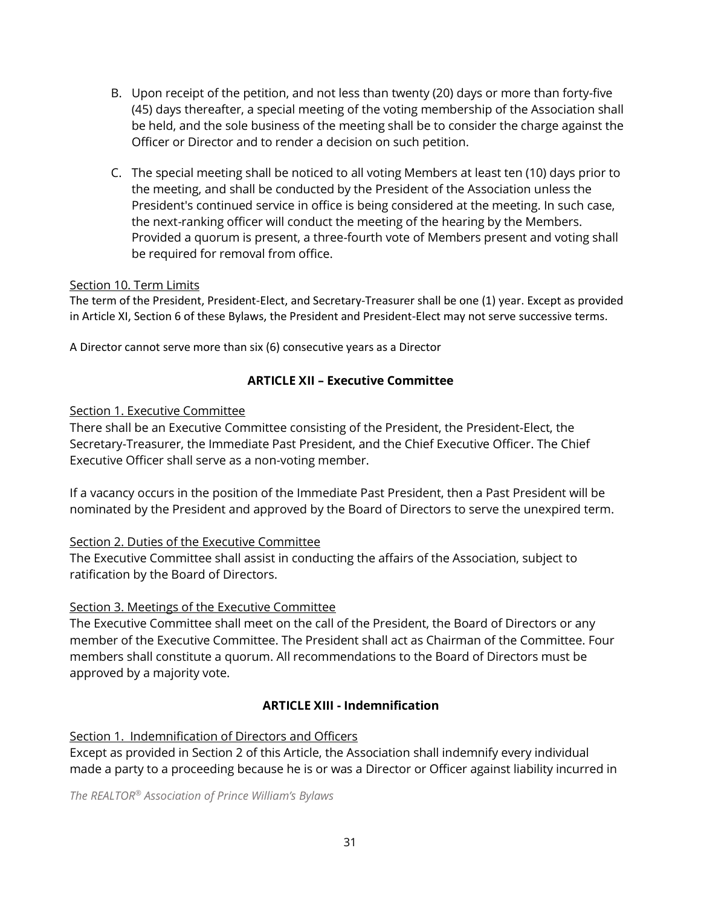B. Upon receipt of the petition, and not less than twenty (20) days or more than forty-five (45) days thereafter, a special meeting of the voting membership of the Association shall be held, and the sole business of the meeting shall be to consider the charge against the Officer or Director and to render a decision on such petition.

C. The special meeting shall be noticed to all voting Members at least ten (10) days prior to the meeting, and shall be conducted by the President of the Association unless the President's continued service in office is being considered at the meeting. In such case, the next-ranking officer will conduct the meeting of the hearing by the Members. Provided a quorum is present, a three-fourth vote of Members present and voting shall be required for removal from office.

Section 10. Term Limits

The term of the President, President-Elect, and Secretary-Treasurer shall be one (1) year. Except as provided in Article XI, Section 6 of these Bylaws, the President and President-Elect may not serve successive terms.

A Director cannot serve more than six (6) consecutive years as a Director

## ARTICLE XII – Executive Committee

Section 1. Executive Committee

There shall be an Executive Committee consisting of the President, the President-Elect, the Secretary-Treasurer, the Immediate Past President, and the Chief Executive Officer. The Chief Executive Officer shall serve as a non-voting member.

If a vacancy occurs in the position of the Immediate Past President, then a Past President will be nominated by the President and approved by the Board of Directors to serve the unexpired term.

Section 2. Duties of the Executive Committee

The Executive Committee shall assist in conducting the affairs of the Association, subject to ratification by the Board of Directors.

Section 3. Meetings of the Executive Committee

The Executive Committee shall meet on the call of the President, the Board of Directors or any member of the Executive Committee. The President shall act as Chairman of the Committee. Four members shall constitute a quorum. All recommendations to the Board of Directors must be approved by a majority vote.

## ARTICLE XIII - Indemnification

Section 1. Indemnification of Directors and Officers

Except as provided in Section 2 of this Article, the Association shall indemnify every individual made a party to a proceeding because he is or was a Director or Officer against liability incurred in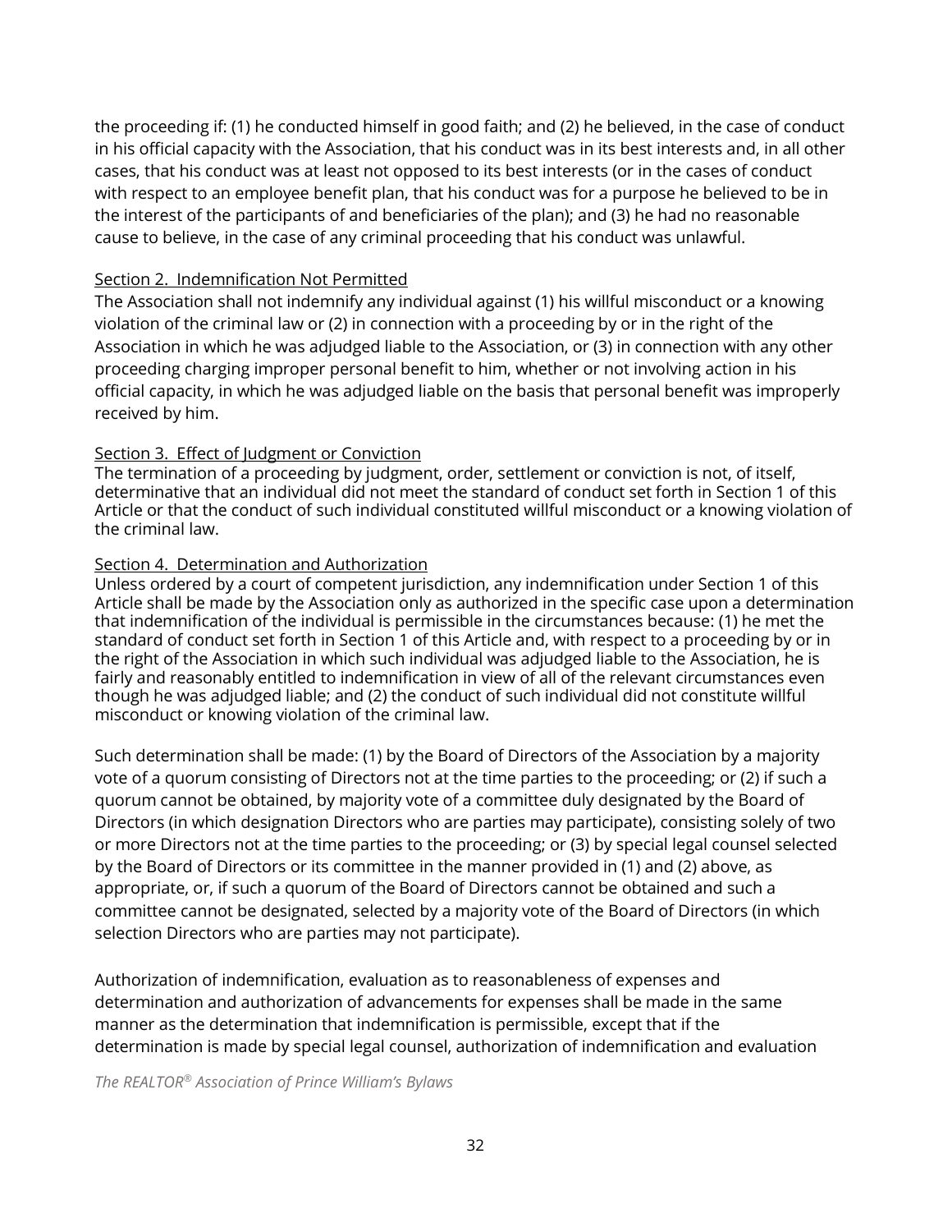the proceeding if: (1) he conducted himself in good faith; and (2) he believed, in the case of conduct in his official capacity with the Association, that his conduct was in its best interests and, in all other cases, that his conduct was at least not opposed to its best interests (or in the cases of conduct with respect to an employee benefit plan, that his conduct was for a purpose he believed to be in the interest of the participants of and beneficiaries of the plan); and (3) he had no reasonable cause to believe, in the case of any criminal proceeding that his conduct was unlawful.

Section 2. Indemnification Not Permitted

The Association shall not indemnify any individual against (1) his willful misconduct or a knowing violation of the criminal law or (2) in connection with a proceeding by or in the right of the Association in which he was adjudged liable to the Association, or (3) in connection with any other proceeding charging improper personal benefit to him, whether or not involving action in his official capacity, in which he was adjudged liable on the basis that personal benefit was improperly received by him.

Section 3. Effect of Judgment or Conviction

The termination of a proceeding by judgment, order, settlement or conviction is not, of itself, determinative that an individual did not meet the standard of conduct set forth in Section 1 of this Article or that the conduct of such individual constituted willful misconduct or a knowing violation of the criminal law.

Section 4. Determination and Authorization

Unless ordered by a court of competent jurisdiction, any indemnification under Section 1 of this Article shall be made by the Association only as authorized in the specific case upon a determination that indemnification of the individual is permissible in the circumstances because: (1) he met the standard of conduct set forth in Section 1 of this Article and, with respect to a proceeding by or in the right of the Association in which such individual was adjudged liable to the Association, he is fairly and reasonably entitled to indemnification in view of all of the relevant circumstances even though he was adjudged liable; and (2) the conduct of such individual did not constitute willful misconduct or knowing violation of the criminal law.

Such determination shall be made: (1) by the Board of Directors of the Association by a majority vote of a quorum consisting of Directors not at the time parties to the proceeding; or (2) if such a quorum cannot be obtained, by majority vote of a committee duly designated by the Board of Directors (in which designation Directors who are parties may participate), consisting solely of two or more Directors not at the time parties to the proceeding; or (3) by special legal counsel selected by the Board of Directors or its committee in the manner provided in (1) and (2) above, as appropriate, or, if such a quorum of the Board of Directors cannot be obtained and such a committee cannot be designated, selected by a majority vote of the Board of Directors (in which selection Directors who are parties may not participate).

Authorization of indemnification, evaluation as to reasonableness of expenses and determination and authorization of advancements for expenses shall be made in the same manner as the determination that indemnification is permissible, except that if the determination is made by special legal counsel, authorization of indemnification and evaluation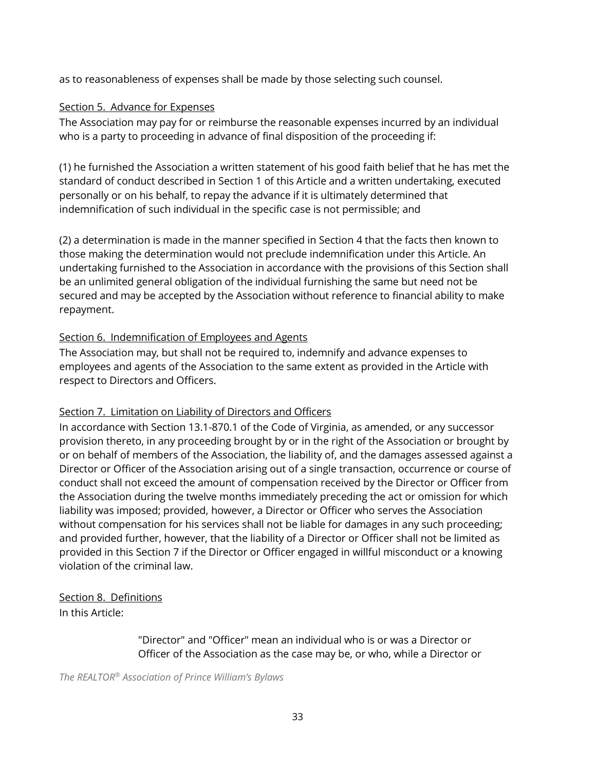as to reasonableness of expenses shall be made by those selecting such counsel.

Section 5. Advance for Expenses

The Association may pay for or reimburse the reasonable expenses incurred by an individual who is a party to proceeding in advance of final disposition of the proceeding if:

(1) he furnished the Association a written statement of his good faith belief that he has met the standard of conduct described in Section 1 of this Article and a written undertaking, executed personally or on his behalf, to repay the advance if it is ultimately determined that indemnification of such individual in the specific case is not permissible; and

(2) a determination is made in the manner specified in Section 4 that the facts then known to those making the determination would not preclude indemnification under this Article. An undertaking furnished to the Association in accordance with the provisions of this Section shall be an unlimited general obligation of the individual furnishing the same but need not be secured and may be accepted by the Association without reference to financial ability to make repayment.

Section 6. Indemnification of Employees and Agents

The Association may, but shall not be required to, indemnify and advance expenses to employees and agents of the Association to the same extent as provided in the Article with respect to Directors and Officers.

Section 7. Limitation on Liability of Directors and Officers

In accordance with Section 13.1-870.1 of the Code of Virginia, as amended, or any successor provision thereto, in any proceeding brought by or in the right of the Association or brought by or on behalf of members of the Association, the liability of, and the damages assessed against a Director or Officer of the Association arising out of a single transaction, occurrence or course of conduct shall not exceed the amount of compensation received by the Director or Officer from the Association during the twelve months immediately preceding the act or omission for which liability was imposed; provided, however, a Director or Officer who serves the Association without compensation for his services shall not be liable for damages in any such proceeding; and provided further, however, that the liability of a Director or Officer shall not be limited as provided in this Section 7 if the Director or Officer engaged in willful misconduct or a knowing violation of the criminal law.

Section 8. Definitions

In this Article:

"Director" and "Officer" mean an individual who is or was a Director or Officer of the Association as the case may be, or who, while a Director or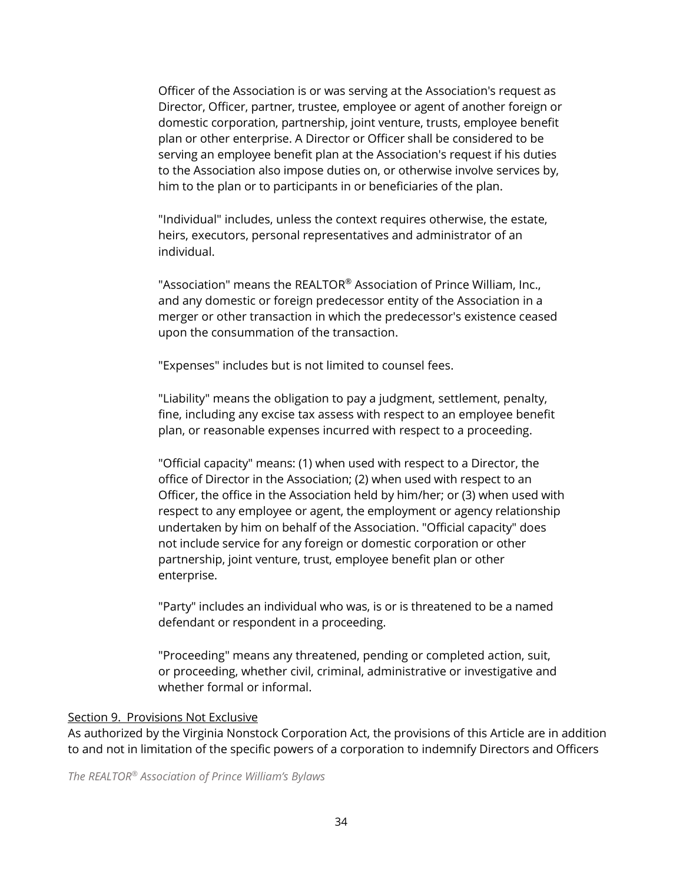Officer of the Association is or was serving at the Association's request as Director, Officer, partner, trustee, employee or agent of another foreign or domestic corporation, partnership, joint venture, trusts, employee benefit plan or other enterprise. A Director or Officer shall be considered to be serving an employee benefit plan at the Association's request if his duties to the Association also impose duties on, or otherwise involve services by, him to the plan or to participants in or beneficiaries of the plan.

"Individual" includes, unless the context requires otherwise, the estate, heirs, executors, personal representatives and administrator of an individual.

"Association" means the REALTOR® Association of Prince William, Inc., and any domestic or foreign predecessor entity of the Association in a merger or other transaction in which the predecessor's existence ceased upon the consummation of the transaction.

"Expenses" includes but is not limited to counsel fees.

"Liability" means the obligation to pay a judgment, settlement, penalty, fine, including any excise tax assess with respect to an employee benefit plan, or reasonable expenses incurred with respect to a proceeding.

"Official capacity" means: (1) when used with respect to a Director, the office of Director in the Association; (2) when used with respect to an Officer, the office in the Association held by him/her; or (3) when used with respect to any employee or agent, the employment or agency relationship undertaken by him on behalf of the Association. "Official capacity" does not include service for any foreign or domestic corporation or other partnership, joint venture, trust, employee benefit plan or other enterprise.

"Party" includes an individual who was, is or is threatened to be a named defendant or respondent in a proceeding.

"Proceeding" means any threatened, pending or completed action, suit, or proceeding, whether civil, criminal, administrative or investigative and whether formal or informal.

Section 9. Provisions Not Exclusive

As authorized by the Virginia Nonstock Corporation Act, the provisions of this Article are in addition to and not in limitation of the specific powers of a corporation to indemnify Directors and Officers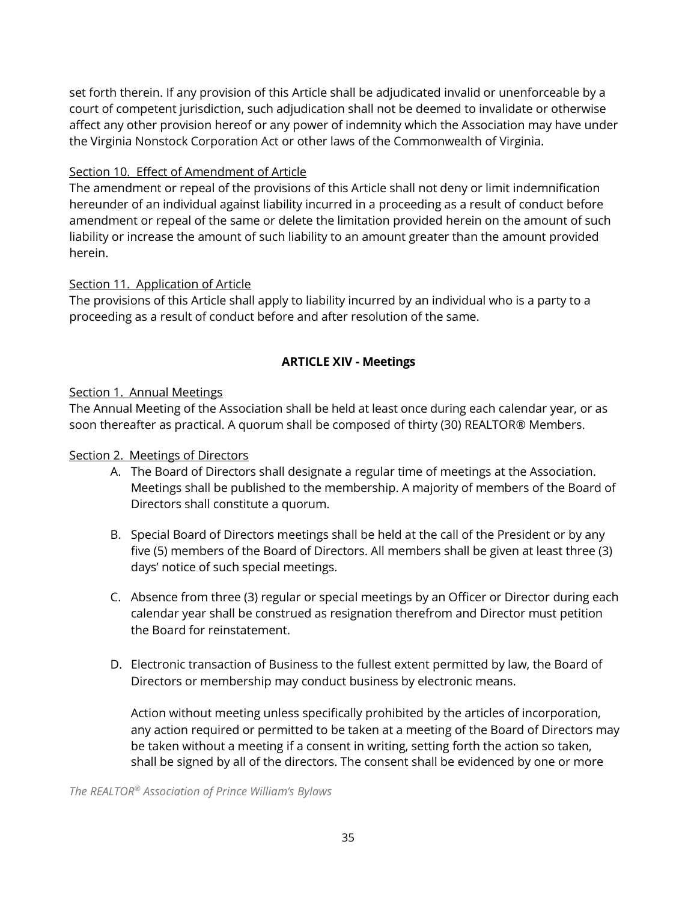set forth therein. If any provision of this Article shall be adjudicated invalid or unenforceable by a court of competent jurisdiction, such adjudication shall not be deemed to invalidate or otherwise affect any other provision hereof or any power of indemnity which the Association may have under the Virginia Nonstock Corporation Act or other laws of the Commonwealth of Virginia.

Section 10. Effect of Amendment of Article

The amendment or repeal of the provisions of this Article shall not deny or limit indemnification hereunder of an individual against liability incurred in a proceeding as a result of conduct before amendment or repeal of the same or delete the limitation provided herein on the amount of such liability or increase the amount of such liability to an amount greater than the amount provided herein.

Section 11. Application of Article

The provisions of this Article shall apply to liability incurred by an individual who is a party to a proceeding as a result of conduct before and after resolution of the same.

## ARTICLE XIV - Meetings

Section 1. Annual Meetings

The Annual Meeting of the Association shall be held at least once during each calendar year, or as soon thereafter as practical. A quorum shall be composed of thirty (30) REALTOR® Members.

Section 2. Meetings of Directors

A. The Board of Directors shall designate a regular time of meetings at the Association. Meetings shall be published to the membership. A majority of members of the Board of Directors shall constitute a quorum.

B. Special Board of Directors meetings shall be held at the call of the President or by any five (5) members of the Board of Directors. All members shall be given at least three (3) days' notice of such special meetings.

C. Absence from three (3) regular or special meetings by an Officer or Director during each calendar year shall be construed as resignation therefrom and Director must petition the Board for reinstatement.

D. Electronic transaction of Business to the fullest extent permitted by law, the Board of Directors or membership may conduct business by electronic means.

   Action without meeting unless specifically prohibited by the articles of incorporation, any action required or permitted to be taken at a meeting of the Board of Directors may be taken without a meeting if a consent in writing, setting forth the action so taken, shall be signed by all of the directors. The consent shall be evidenced by one or more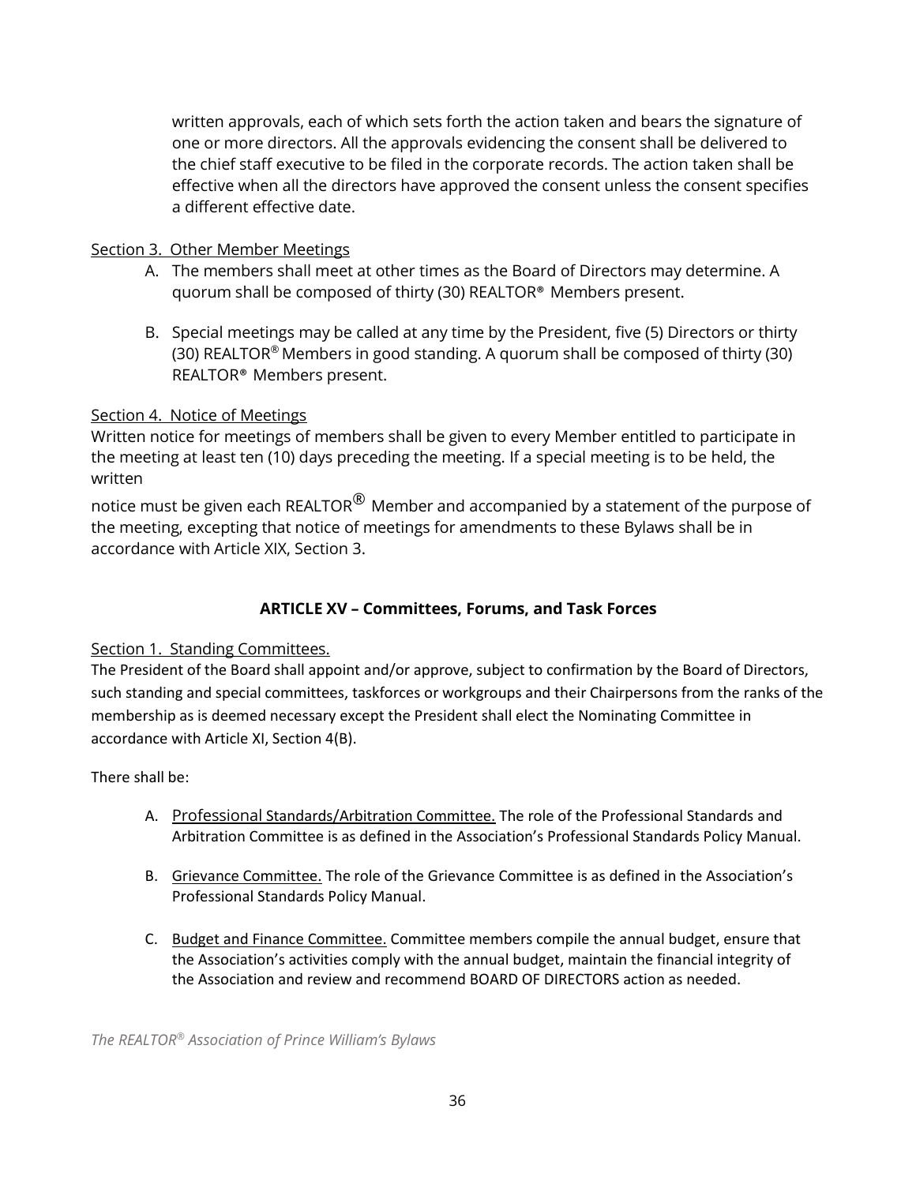written approvals, each of which sets forth the action taken and bears the signature of one or more directors. All the approvals evidencing the consent shall be delivered to the chief staff executive to be filed in the corporate records. The action taken shall be effective when all the directors have approved the consent unless the consent specifies a different effective date.

Section 3. Other Member Meetings

A. The members shall meet at other times as the Board of Directors may determine. A quorum shall be composed of thirty (30) REALTOR® Members present.

B. Special meetings may be called at any time by the President, five (5) Directors or thirty (30) REALTOR® Members in good standing. A quorum shall be composed of thirty (30) REALTOR® Members present.

Section 4. Notice of Meetings

Written notice for meetings of members shall be given to every Member entitled to participate in the meeting at least ten (10) days preceding the meeting. If a special meeting is to be held, the written

notice must be given each REALTOR® Member and accompanied by a statement of the purpose of the meeting, excepting that notice of meetings for amendments to these Bylaws shall be in accordance with Article XIX, Section 3.

## ARTICLE XV – Committees, Forums, and Task Forces

Section 1. Standing Committees.

The President of the Board shall appoint and/or approve, subject to confirmation by the Board of Directors, such standing and special committees, taskforces or workgroups and their Chairpersons from the ranks of the membership as is deemed necessary except the President shall elect the Nominating Committee in accordance with Article XI, Section 4(B).

There shall be:

A. Professional Standards/Arbitration Committee. The role of the Professional Standards and Arbitration Committee is as defined in the Association's Professional Standards Policy Manual.

B. Grievance Committee. The role of the Grievance Committee is as defined in the Association's Professional Standards Policy Manual.

C. Budget and Finance Committee. Committee members compile the annual budget, ensure that the Association's activities comply with the annual budget, maintain the financial integrity of the Association and review and recommend BOARD OF DIRECTORS action as needed.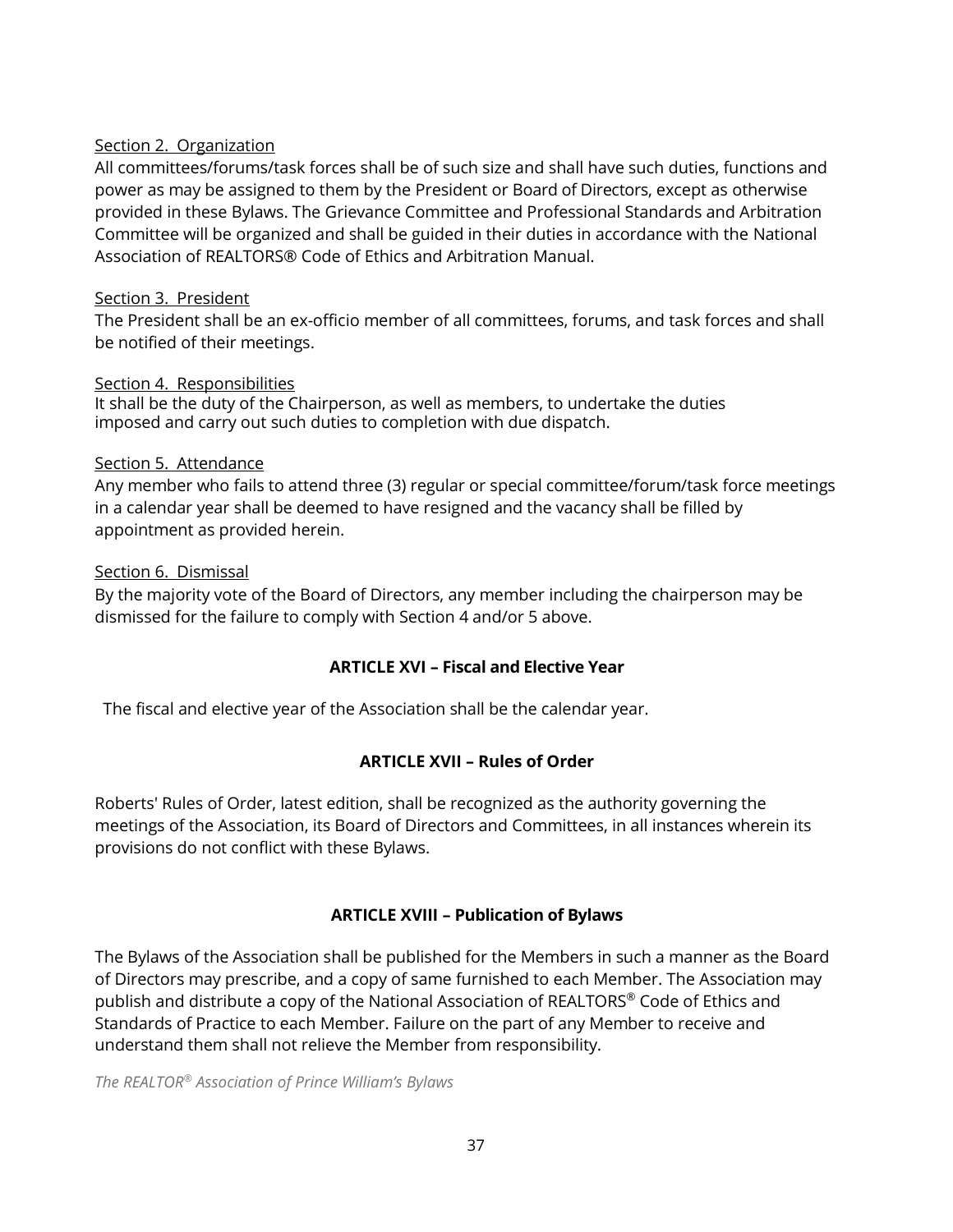Section 2. Organization

All committees/forums/task forces shall be of such size and shall have such duties, functions and power as may be assigned to them by the President or Board of Directors, except as otherwise provided in these Bylaws. The Grievance Committee and Professional Standards and Arbitration Committee will be organized and shall be guided in their duties in accordance with the National Association of REALTORS® Code of Ethics and Arbitration Manual.

Section 3. President

The President shall be an ex-officio member of all committees, forums, and task forces and shall be notified of their meetings.

Section 4. Responsibilities

It shall be the duty of the Chairperson, as well as members, to undertake the duties imposed and carry out such duties to completion with due dispatch.

Section 5. Attendance

Any member who fails to attend three (3) regular or special committee/forum/task force meetings in a calendar year shall be deemed to have resigned and the vacancy shall be filled by appointment as provided herein.

Section 6. Dismissal

By the majority vote of the Board of Directors, any member including the chairperson may be dismissed for the failure to comply with Section 4 and/or 5 above.

## ARTICLE XVI – Fiscal and Elective Year

The fiscal and elective year of the Association shall be the calendar year.

## ARTICLE XVII – Rules of Order

Roberts' Rules of Order, latest edition, shall be recognized as the authority governing the meetings of the Association, its Board of Directors and Committees, in all instances wherein its provisions do not conflict with these Bylaws.

## ARTICLE XVIII – Publication of Bylaws

The Bylaws of the Association shall be published for the Members in such a manner as the Board of Directors may prescribe, and a copy of same furnished to each Member. The Association may publish and distribute a copy of the National Association of REALTORS® Code of Ethics and Standards of Practice to each Member. Failure on the part of any Member to receive and understand them shall not relieve the Member from responsibility.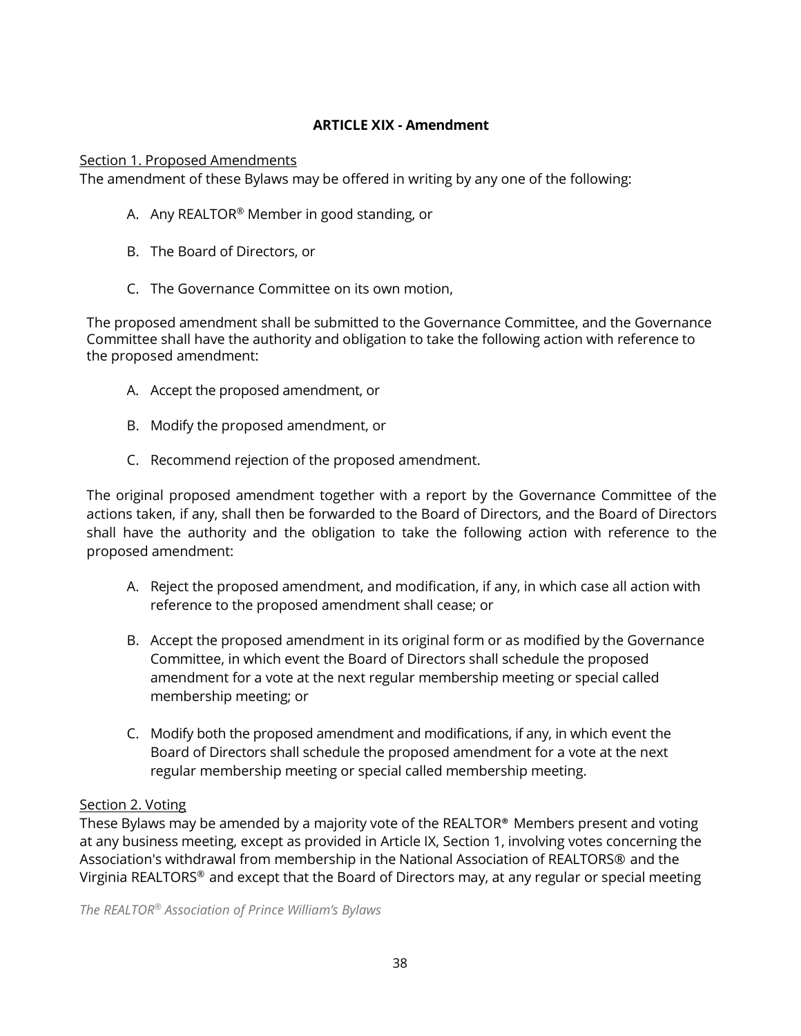## ARTICLE XIX - Amendment

Section 1. Proposed Amendments

The amendment of these Bylaws may be offered in writing by any one of the following:

A. Any REALTOR® Member in good standing, or

B. The Board of Directors, or

C. The Governance Committee on its own motion,

The proposed amendment shall be submitted to the Governance Committee, and the Governance Committee shall have the authority and obligation to take the following action with reference to the proposed amendment:

A. Accept the proposed amendment, or

B. Modify the proposed amendment, or

C. Recommend rejection of the proposed amendment.

The original proposed amendment together with a report by the Governance Committee of the actions taken, if any, shall then be forwarded to the Board of Directors, and the Board of Directors shall have the authority and the obligation to take the following action with reference to the proposed amendment:

A. Reject the proposed amendment, and modification, if any, in which case all action with reference to the proposed amendment shall cease; or

B. Accept the proposed amendment in its original form or as modified by the Governance Committee, in which event the Board of Directors shall schedule the proposed amendment for a vote at the next regular membership meeting or special called membership meeting; or

C. Modify both the proposed amendment and modifications, if any, in which event the Board of Directors shall schedule the proposed amendment for a vote at the next regular membership meeting or special called membership meeting.

Section 2. Voting

These Bylaws may be amended by a majority vote of the REALTOR® Members present and voting at any business meeting, except as provided in Article IX, Section 1, involving votes concerning the Association's withdrawal from membership in the National Association of REALTORS® and the Virginia REALTORS® and except that the Board of Directors may, at any regular or special meeting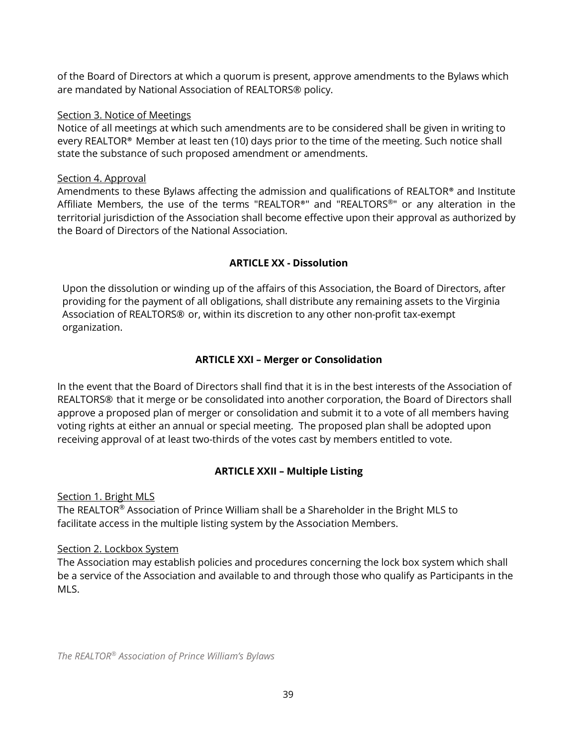of the Board of Directors at which a quorum is present, approve amendments to the Bylaws which are mandated by National Association of REALTORS® policy.

Section 3. Notice of Meetings

Notice of all meetings at which such amendments are to be considered shall be given in writing to every REALTOR® Member at least ten (10) days prior to the time of the meeting. Such notice shall state the substance of such proposed amendment or amendments.

Section 4. Approval

Amendments to these Bylaws affecting the admission and qualifications of REALTOR® and Institute Affiliate Members, the use of the terms "REALTOR®" and "REALTORS®" or any alteration in the territorial jurisdiction of the Association shall become effective upon their approval as authorized by the Board of Directors of the National Association.

## ARTICLE XX - Dissolution

Upon the dissolution or winding up of the affairs of this Association, the Board of Directors, after providing for the payment of all obligations, shall distribute any remaining assets to the Virginia Association of REALTORS® or, within its discretion to any other non-profit tax-exempt organization.

## ARTICLE XXI – Merger or Consolidation

In the event that the Board of Directors shall find that it is in the best interests of the Association of REALTORS® that it merge or be consolidated into another corporation, the Board of Directors shall approve a proposed plan of merger or consolidation and submit it to a vote of all members having voting rights at either an annual or special meeting. The proposed plan shall be adopted upon receiving approval of at least two-thirds of the votes cast by members entitled to vote.

## ARTICLE XXII – Multiple Listing

Section 1. Bright MLS

The REALTOR® Association of Prince William shall be a Shareholder in the Bright MLS to facilitate access in the multiple listing system by the Association Members.

Section 2. Lockbox System

The Association may establish policies and procedures concerning the lock box system which shall be a service of the Association and available to and through those who qualify as Participants in the MLS.